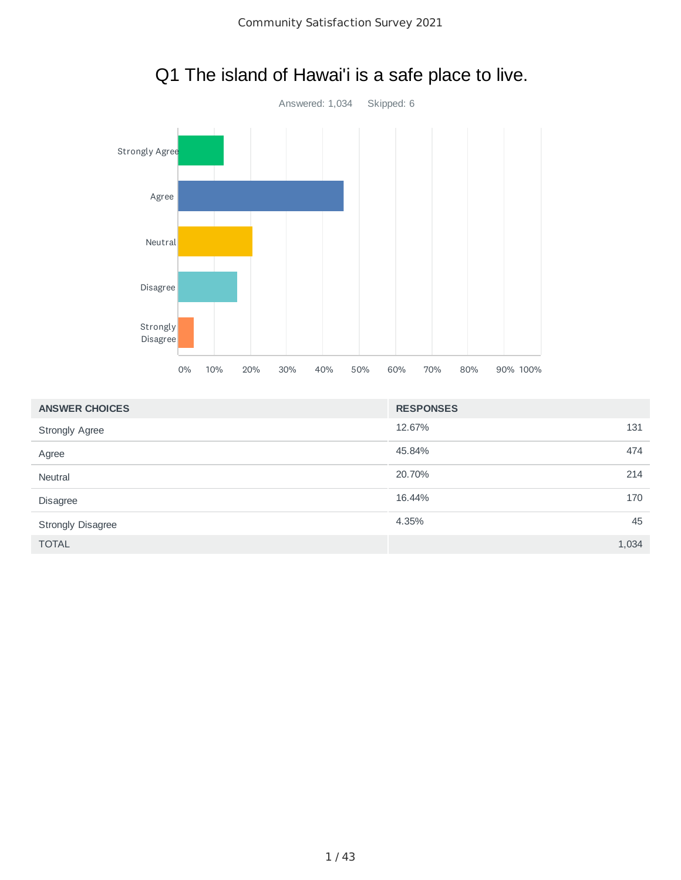# Q1 The island of Hawai'i is a safe place to live.

Answered: 1,034 Skipped: 6

| ANSWER CHOICES | RESPONSES | |
|---|---|---|
| Strongly Agree | 12.67% | 131 |
| Agree | 45.84% | 474 |
| Neutral | 20.70% | 214 |
| Disagree | 16.44% | 170 |
| Strongly Disagree | 4.35% | 45 |
| TOTAL | | 1,034 |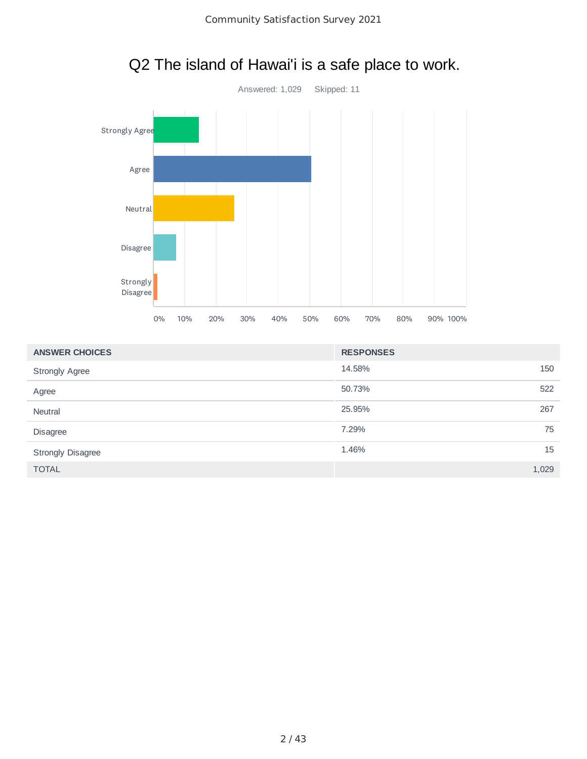# Q2 The island of Hawai'i is a safe place to work.

Answered: 1,029 Skipped: 11

| ANSWER CHOICES | RESPONSES | |
|---|---|---|
| Strongly Agree | 14.58% | 150 |
| Agree | 50.73% | 522 |
| Neutral | 25.95% | 267 |
| Disagree | 7.29% | 75 |
| Strongly Disagree | 1.46% | 15 |
| TOTAL | | 1,029 |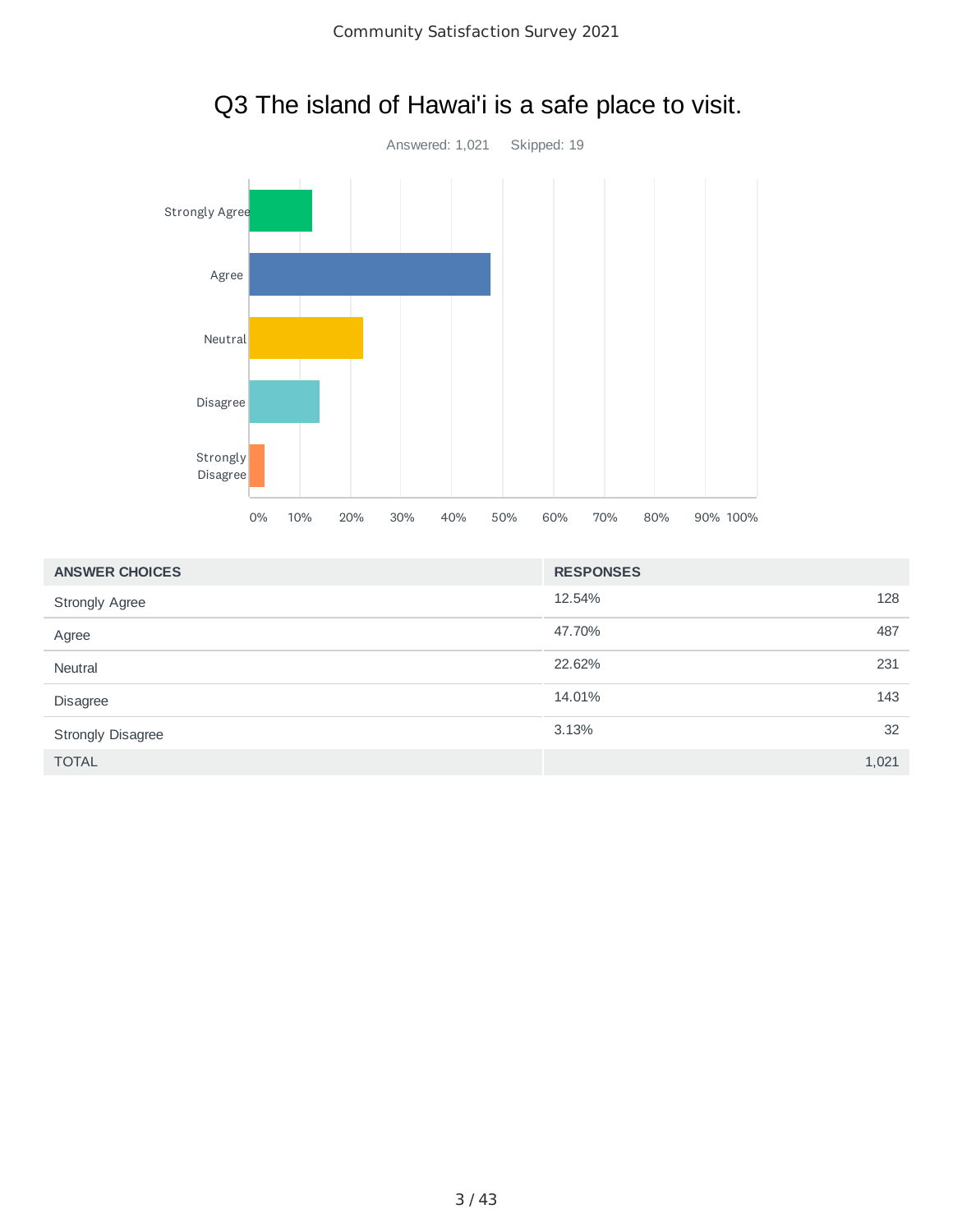# Q3 The island of Hawai'i is a safe place to visit.

Answered: 1,021 Skipped: 19

| ANSWER CHOICES | RESPONSES | |
|---|---|---|
| Strongly Agree | 12.54% | 128 |
| Agree | 47.70% | 487 |
| Neutral | 22.62% | 231 |
| Disagree | 14.01% | 143 |
| Strongly Disagree | 3.13% | 32 |
| TOTAL | | 1,021 |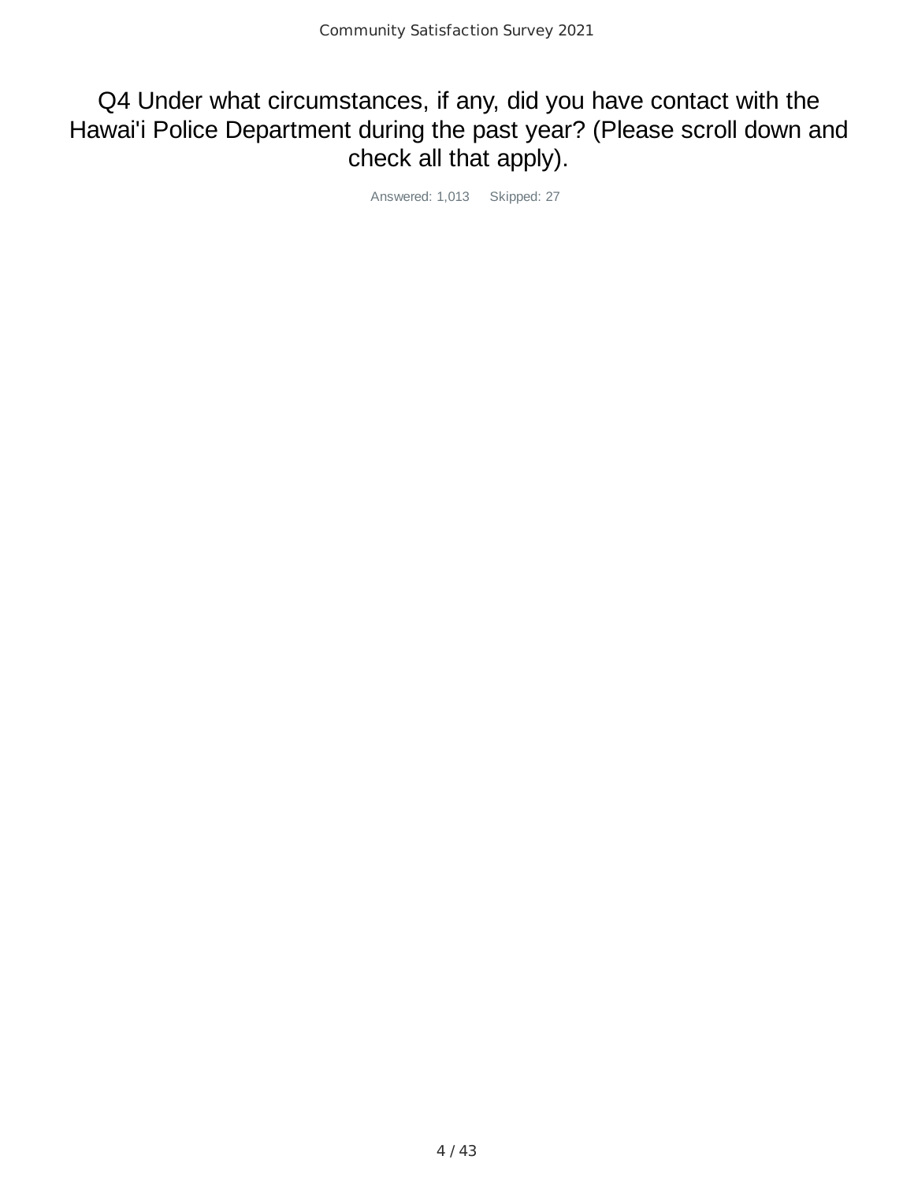# Q4 Under what circumstances, if any, did you have contact with the Hawai'i Police Department during the past year? (Please scroll down and check all that apply).

Answered: 1,013 Skipped: 27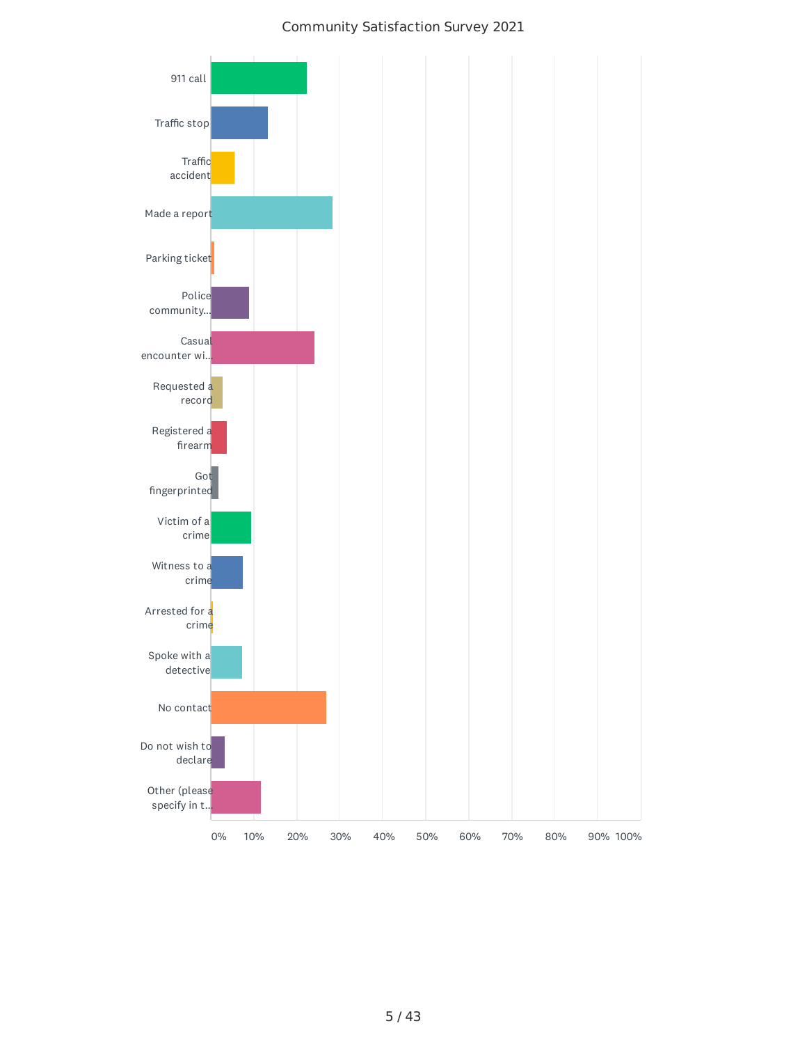Community Satisfaction Survey 2021

911 call

Traffic stop

Traffic accident

Made a report

Parking ticket

Police community...

Casual encounter wi...

Requested a record

Registered a firearm

Got fingerprinted

Victim of a crime

Witness to a crime

Arrested for a crime

Spoke with a detective

No contact

Do not wish to declare

Other (please specify in t...

0% 10% 20% 30% 40% 50% 60% 70% 80% 90% 100%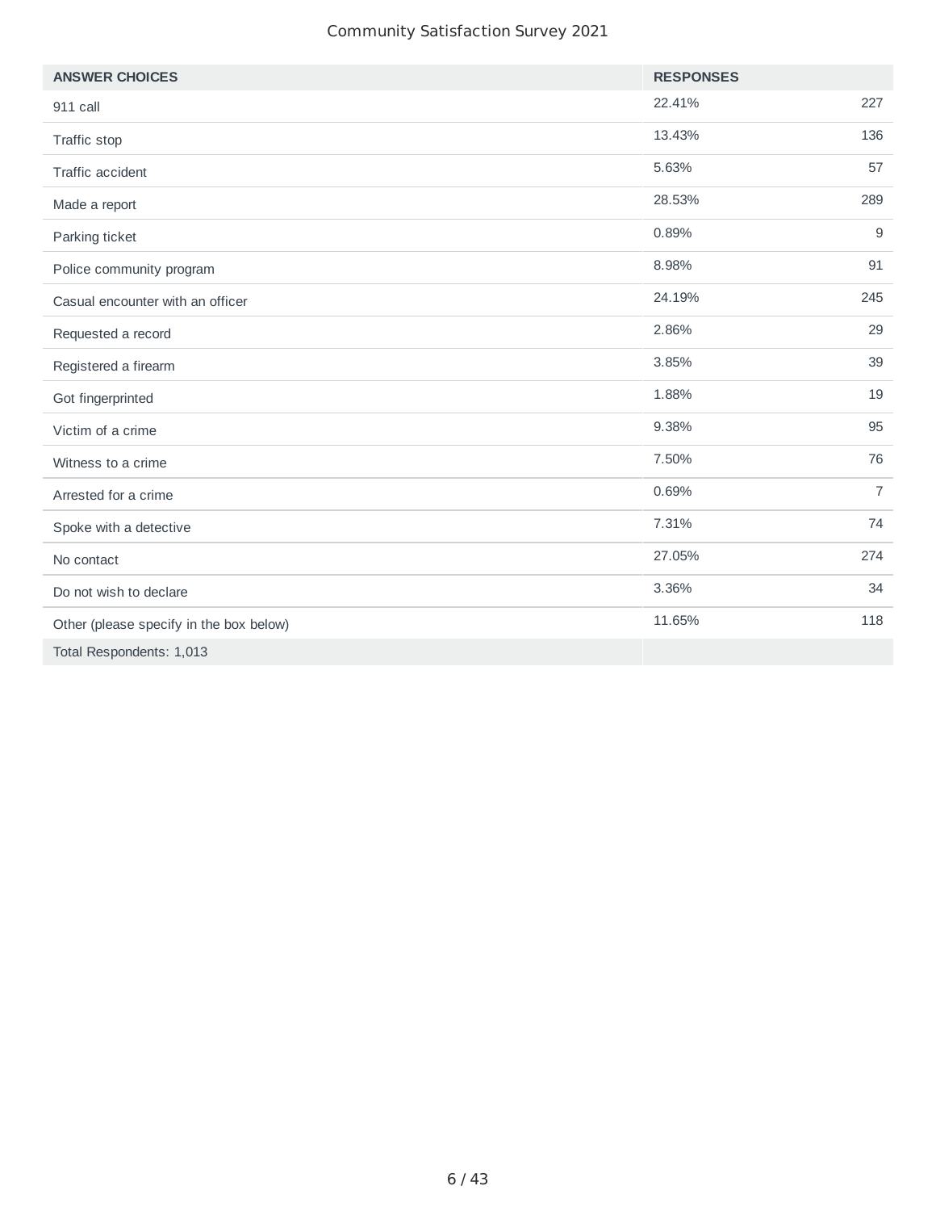| ANSWER CHOICES | RESPONSES | |
|---|---|---|
| 911 call | 22.41% | 227 |
| Traffic stop | 13.43% | 136 |
| Traffic accident | 5.63% | 57 |
| Made a report | 28.53% | 289 |
| Parking ticket | 0.89% | 9 |
| Police community program | 8.98% | 91 |
| Casual encounter with an officer | 24.19% | 245 |
| Requested a record | 2.86% | 29 |
| Registered a firearm | 3.85% | 39 |
| Got fingerprinted | 1.88% | 19 |
| Victim of a crime | 9.38% | 95 |
| Witness to a crime | 7.50% | 76 |
| Arrested for a crime | 0.69% | 7 |
| Spoke with a detective | 7.31% | 74 |
| No contact | 27.05% | 274 |
| Do not wish to declare | 3.36% | 34 |
| Other (please specify in the box below) | 11.65% | 118 |
| Total Respondents: 1,013 | | |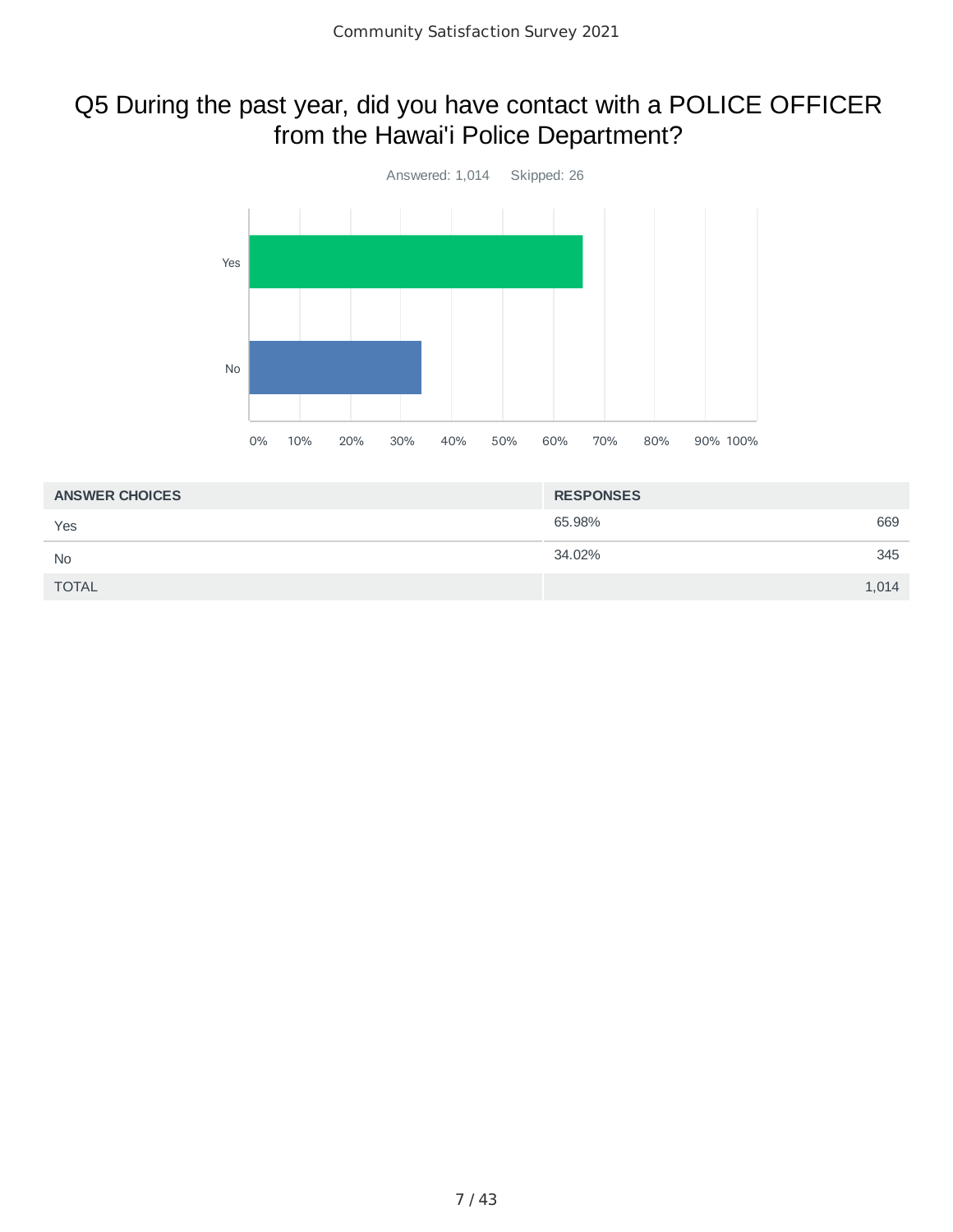# Q5 During the past year, did you have contact with a POLICE OFFICER from the Hawai'i Police Department?

Answered: 1,014 Skipped: 26

| ANSWER CHOICES | RESPONSES | |
|---|---|---|
| Yes | 65.98% | 669 |
| No | 34.02% | 345 |
| TOTAL | | 1,014 |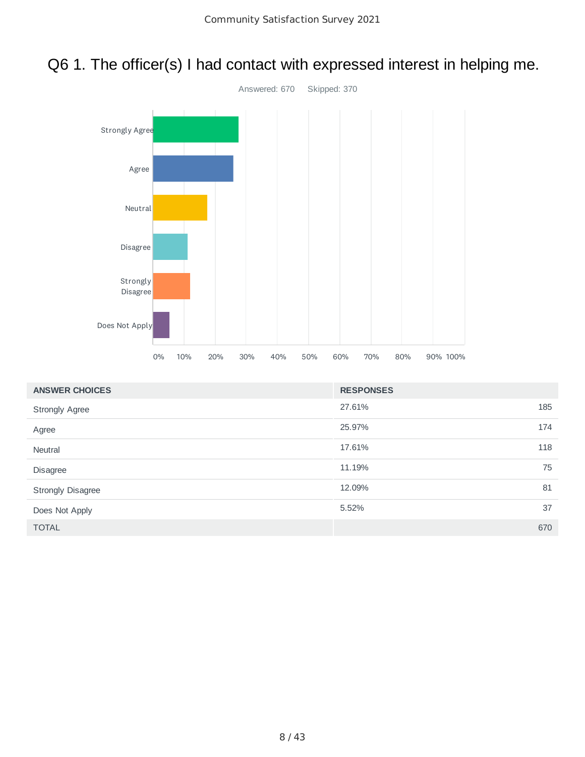# Q6 1. The officer(s) I had contact with expressed interest in helping me.

Answered: 670 Skipped: 370

| ANSWER CHOICES | RESPONSES | |
|---|---|---|
| Strongly Agree | 27.61% | 185 |
| Agree | 25.97% | 174 |
| Neutral | 17.61% | 118 |
| Disagree | 11.19% | 75 |
| Strongly Disagree | 12.09% | 81 |
| Does Not Apply | 5.52% | 37 |
| TOTAL | | 670 |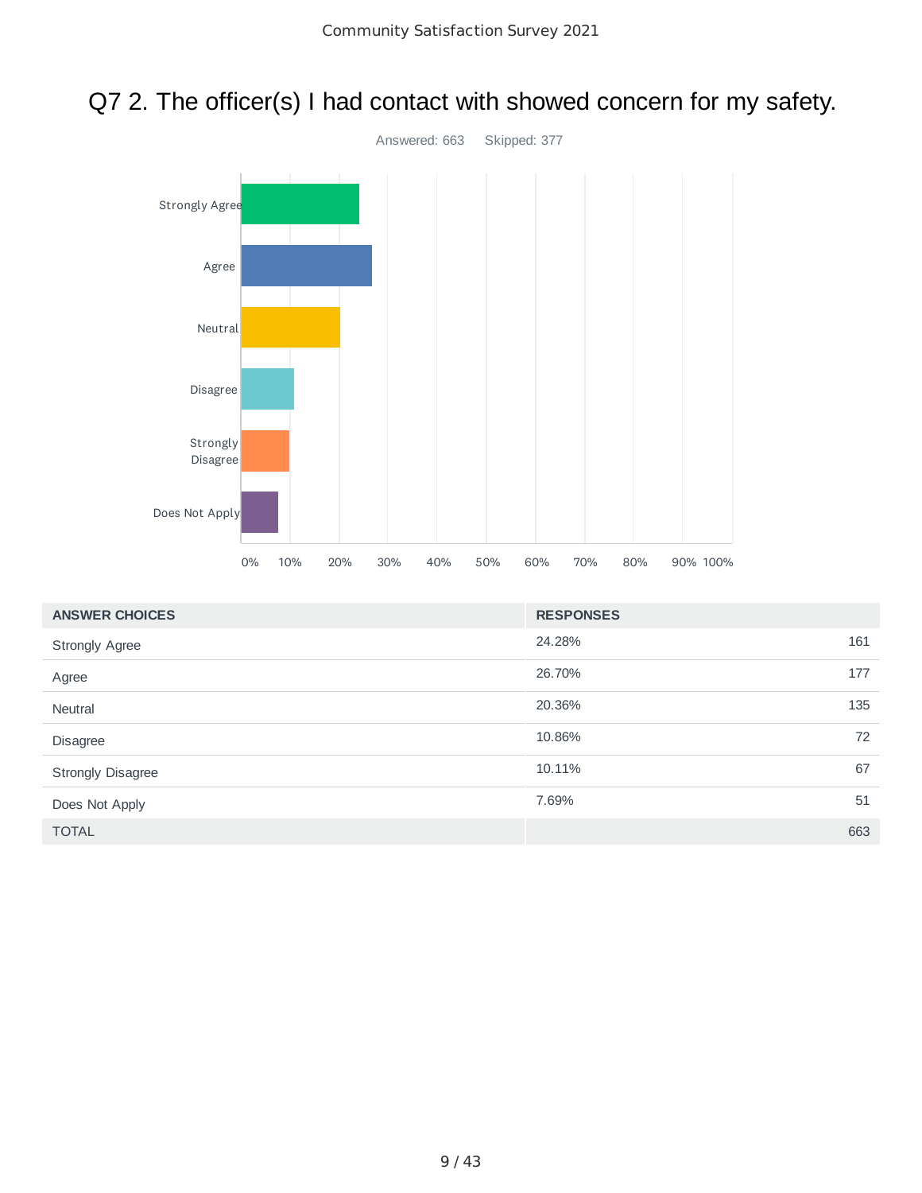# Q7 2. The officer(s) I had contact with showed concern for my safety.

Answered: 663 Skipped: 377

| ANSWER CHOICES | RESPONSES | |
|---|---|---|
| Strongly Agree | 24.28% | 161 |
| Agree | 26.70% | 177 |
| Neutral | 20.36% | 135 |
| Disagree | 10.86% | 72 |
| Strongly Disagree | 10.11% | 67 |
| Does Not Apply | 7.69% | 51 |
| TOTAL | | 663 |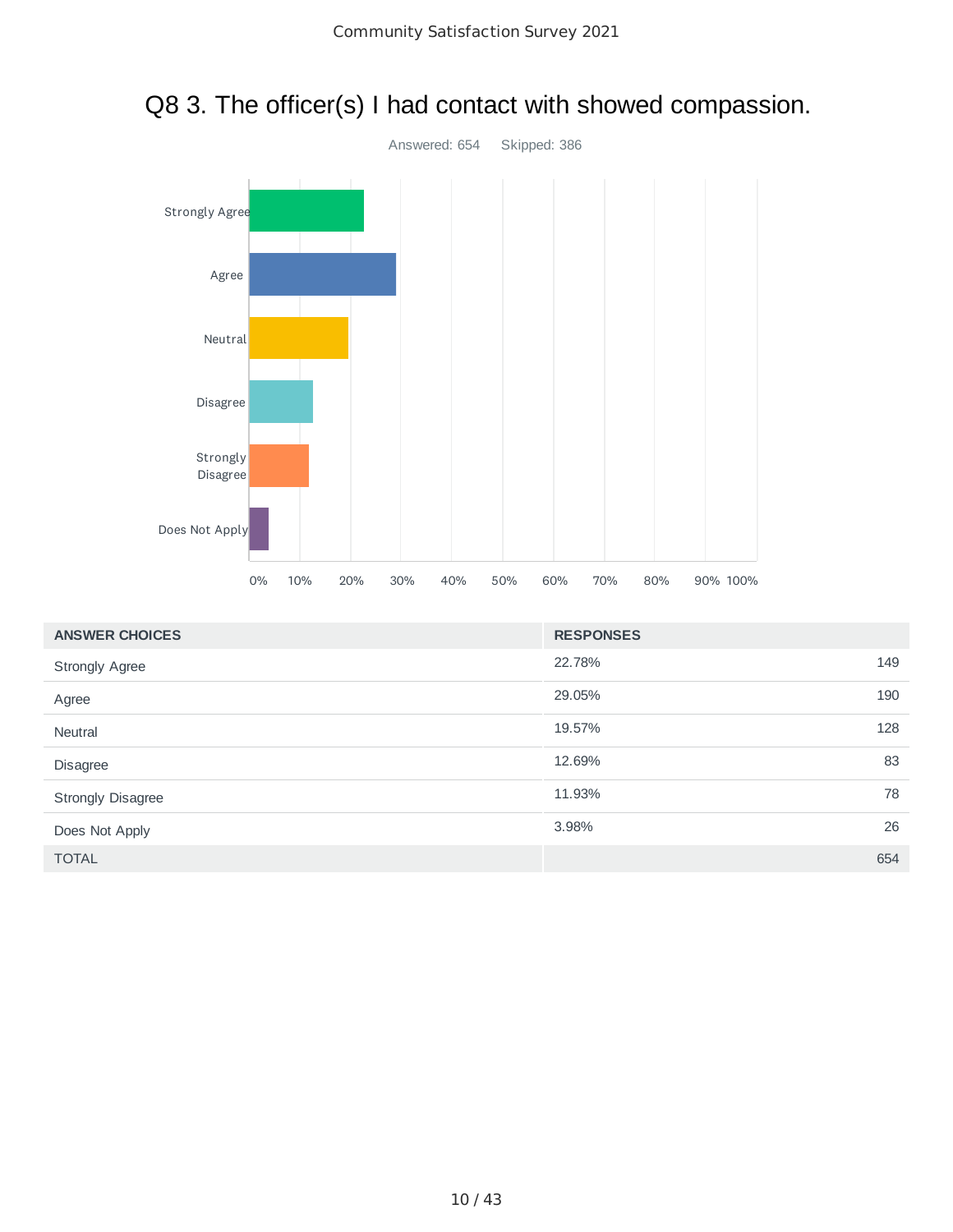# Q8 3. The officer(s) I had contact with showed compassion.

Answered: 654 Skipped: 386

| ANSWER CHOICES | RESPONSES | |
|---|---|---|
| Strongly Agree | 22.78% | 149 |
| Agree | 29.05% | 190 |
| Neutral | 19.57% | 128 |
| Disagree | 12.69% | 83 |
| Strongly Disagree | 11.93% | 78 |
| Does Not Apply | 3.98% | 26 |
| TOTAL | | 654 |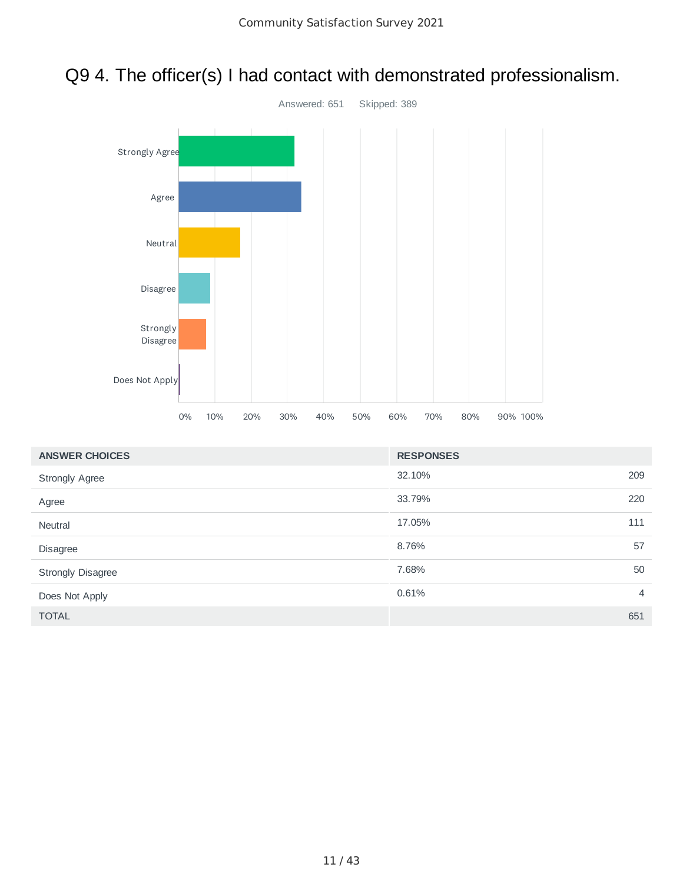# Q9 4. The officer(s) I had contact with demonstrated professionalism.

Answered: 651    Skipped: 389

| ANSWER CHOICES | RESPONSES | |
|---|---|---|
| Strongly Agree | 32.10% | 209 |
| Agree | 33.79% | 220 |
| Neutral | 17.05% | 111 |
| Disagree | 8.76% | 57 |
| Strongly Disagree | 7.68% | 50 |
| Does Not Apply | 0.61% | 4 |
| TOTAL | | 651 |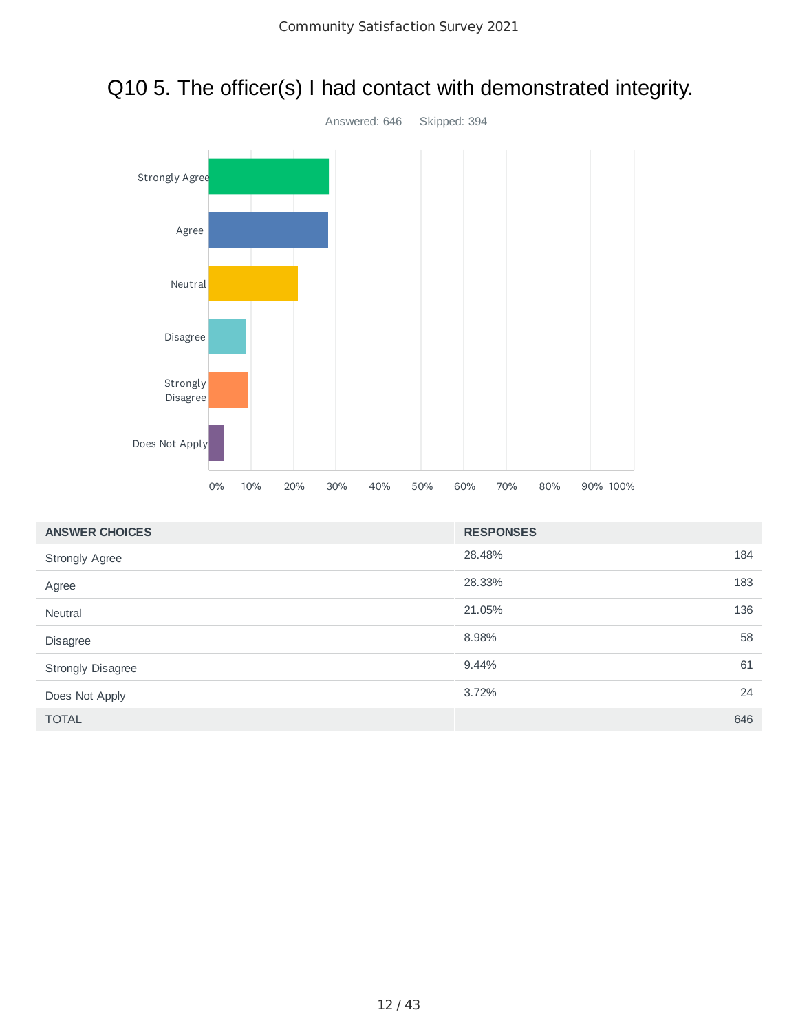# Q10 5. The officer(s) I had contact with demonstrated integrity.

Answered: 646    Skipped: 394

| ANSWER CHOICES | RESPONSES | |
|---|---|---|
| Strongly Agree | 28.48% | 184 |
| Agree | 28.33% | 183 |
| Neutral | 21.05% | 136 |
| Disagree | 8.98% | 58 |
| Strongly Disagree | 9.44% | 61 |
| Does Not Apply | 3.72% | 24 |
| TOTAL | | 646 |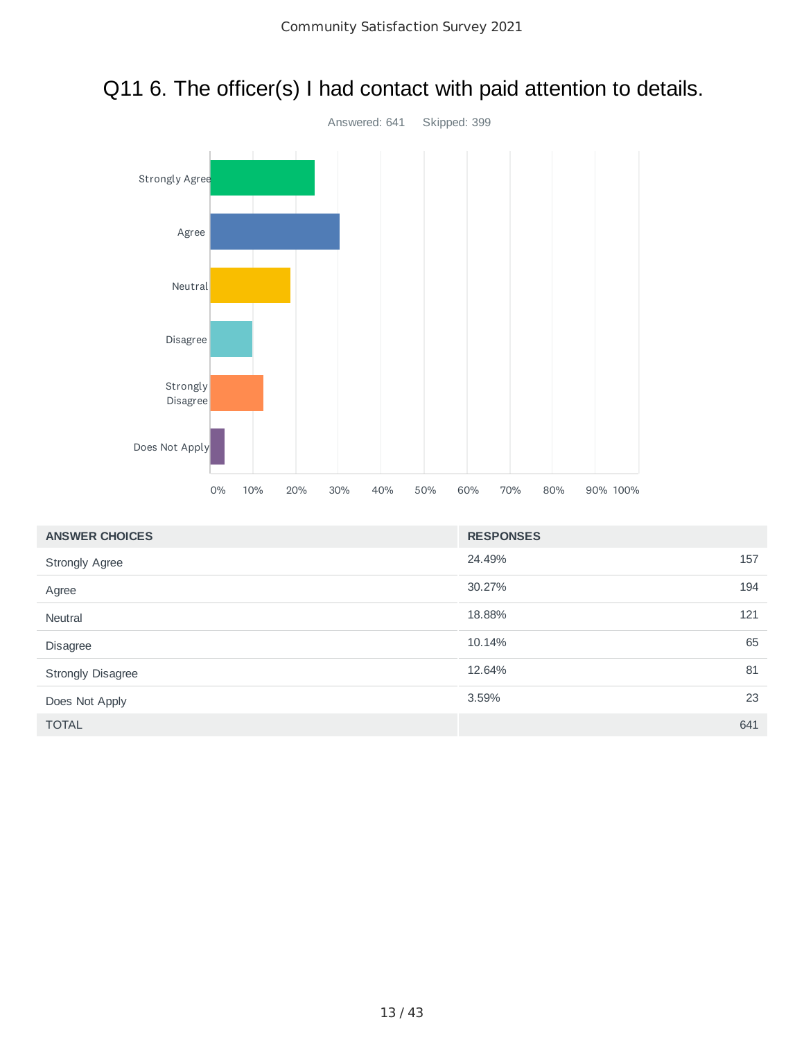# Q11 6. The officer(s) I had contact with paid attention to details.

Answered: 641 Skipped: 399

| ANSWER CHOICES | RESPONSES | |
|---|---|---|
| Strongly Agree | 24.49% | 157 |
| Agree | 30.27% | 194 |
| Neutral | 18.88% | 121 |
| Disagree | 10.14% | 65 |
| Strongly Disagree | 12.64% | 81 |
| Does Not Apply | 3.59% | 23 |
| TOTAL | | 641 |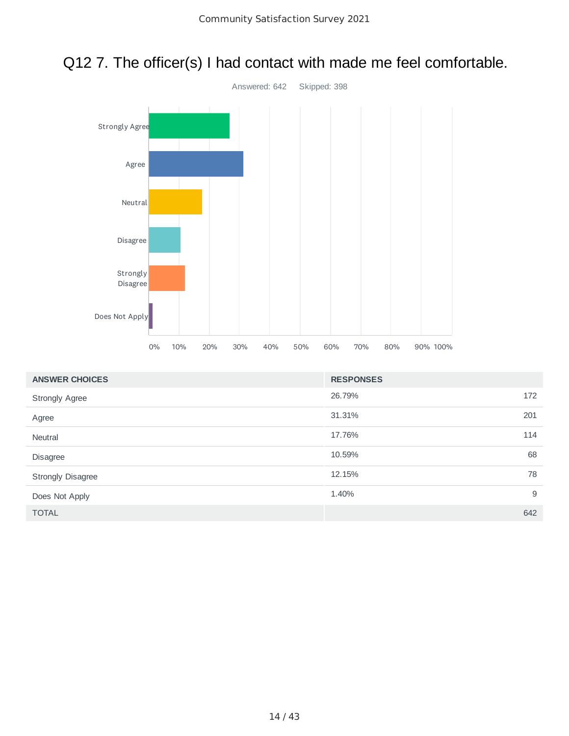# Q12 7. The officer(s) I had contact with made me feel comfortable.

Answered: 642    Skipped: 398

| ANSWER CHOICES | RESPONSES | |
|---|---|---|
| Strongly Agree | 26.79% | 172 |
| Agree | 31.31% | 201 |
| Neutral | 17.76% | 114 |
| Disagree | 10.59% | 68 |
| Strongly Disagree | 12.15% | 78 |
| Does Not Apply | 1.40% | 9 |
| TOTAL | | 642 |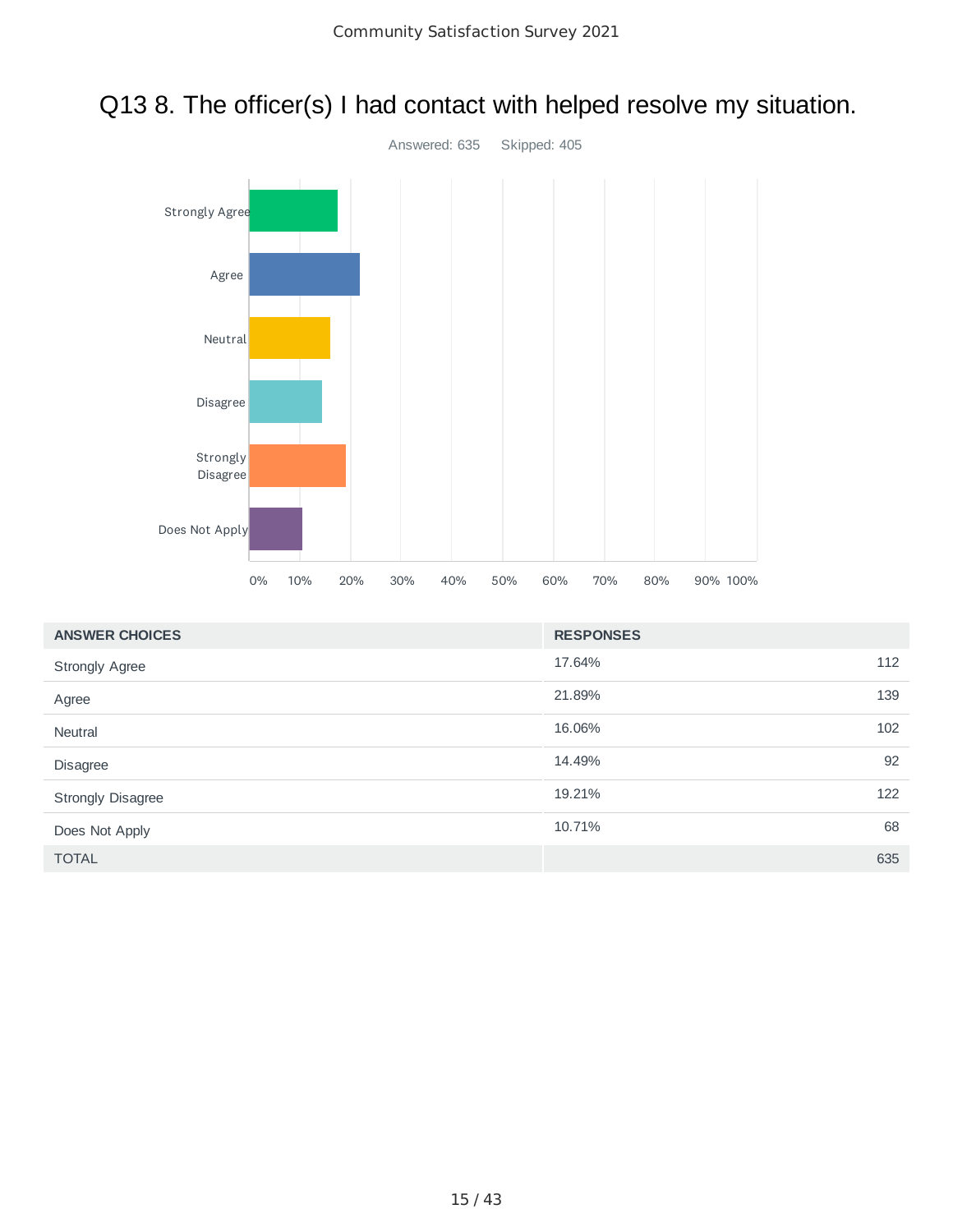# Q13 8. The officer(s) I had contact with helped resolve my situation.

Answered: 635 Skipped: 405

| ANSWER CHOICES | RESPONSES | |
|---|---|---|
| Strongly Agree | 17.64% | 112 |
| Agree | 21.89% | 139 |
| Neutral | 16.06% | 102 |
| Disagree | 14.49% | 92 |
| Strongly Disagree | 19.21% | 122 |
| Does Not Apply | 10.71% | 68 |
| TOTAL | | 635 |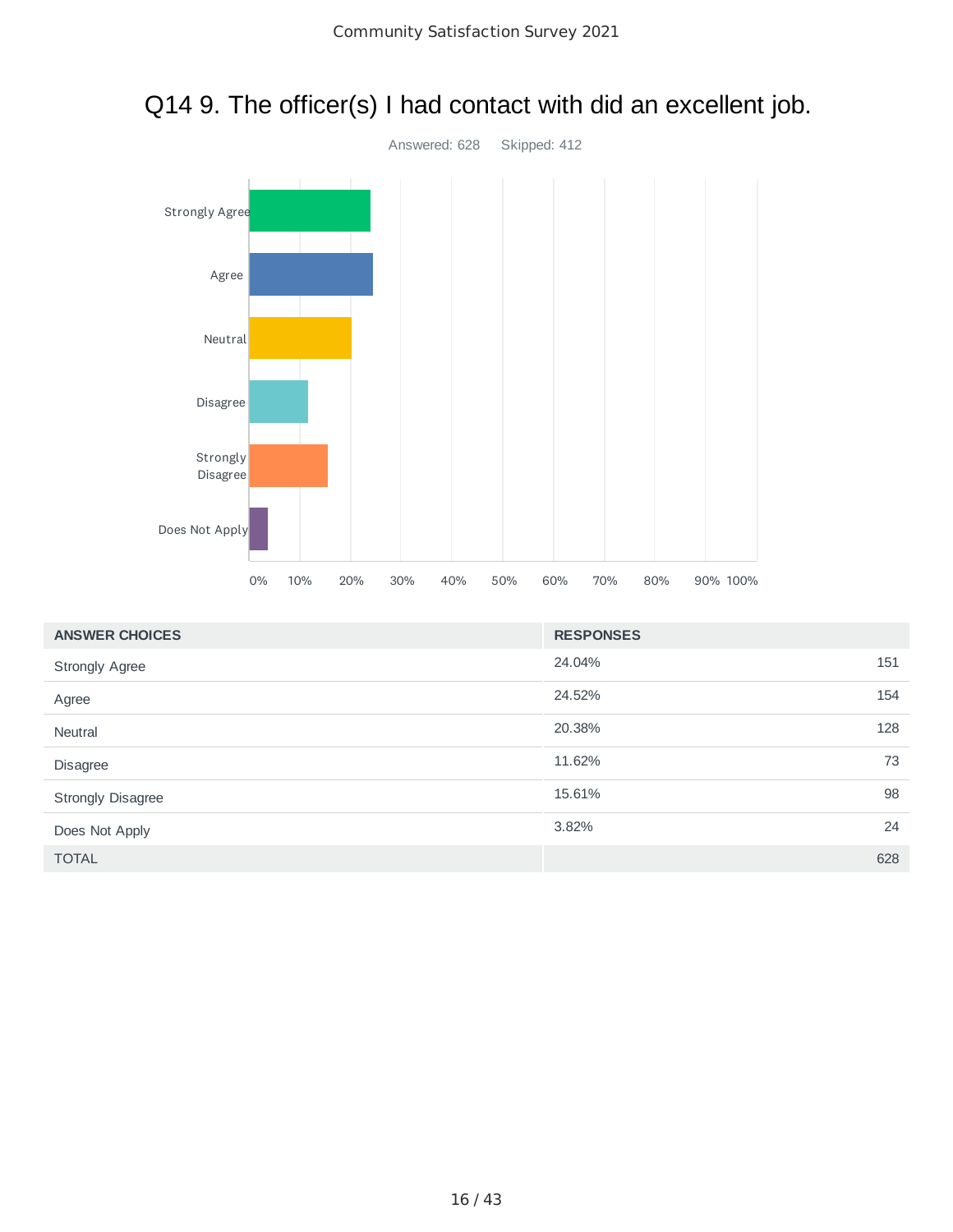## Q14 9. The officer(s) I had contact with did an excellent job.

Answered: 628 Skipped: 412

| ANSWER CHOICES | RESPONSES | |
|---|---|---|
| Strongly Agree | 24.04% | 151 |
| Agree | 24.52% | 154 |
| Neutral | 20.38% | 128 |
| Disagree | 11.62% | 73 |
| Strongly Disagree | 15.61% | 98 |
| Does Not Apply | 3.82% | 24 |
| TOTAL | | 628 |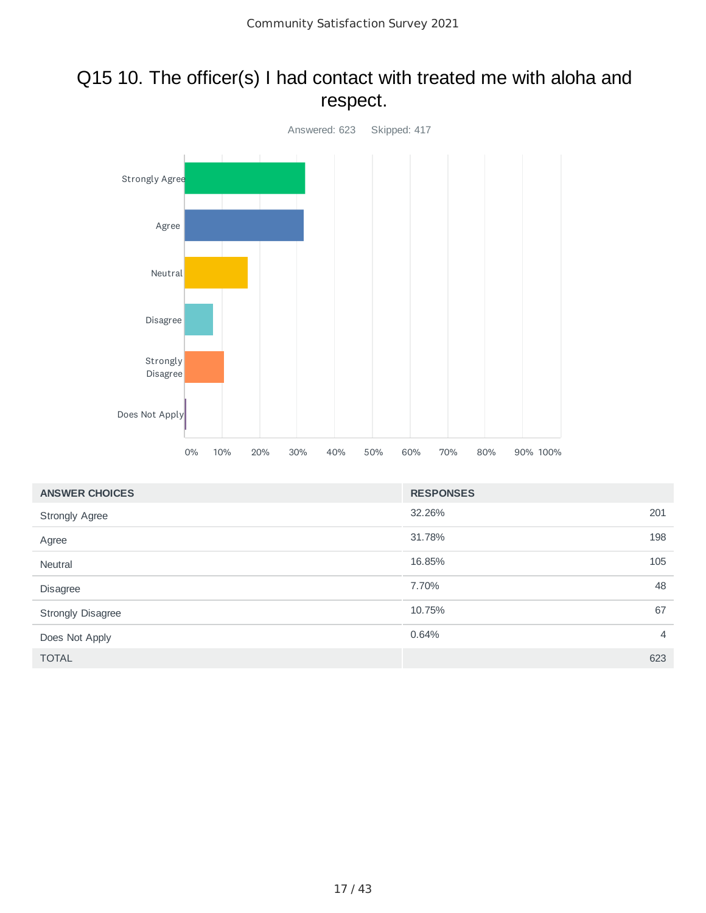# Q15 10. The officer(s) I had contact with treated me with aloha and respect.

Answered: 623 Skipped: 417

| ANSWER CHOICES | RESPONSES | |
|---|---|---|
| Strongly Agree | 32.26% | 201 |
| Agree | 31.78% | 198 |
| Neutral | 16.85% | 105 |
| Disagree | 7.70% | 48 |
| Strongly Disagree | 10.75% | 67 |
| Does Not Apply | 0.64% | 4 |
| TOTAL | | 623 |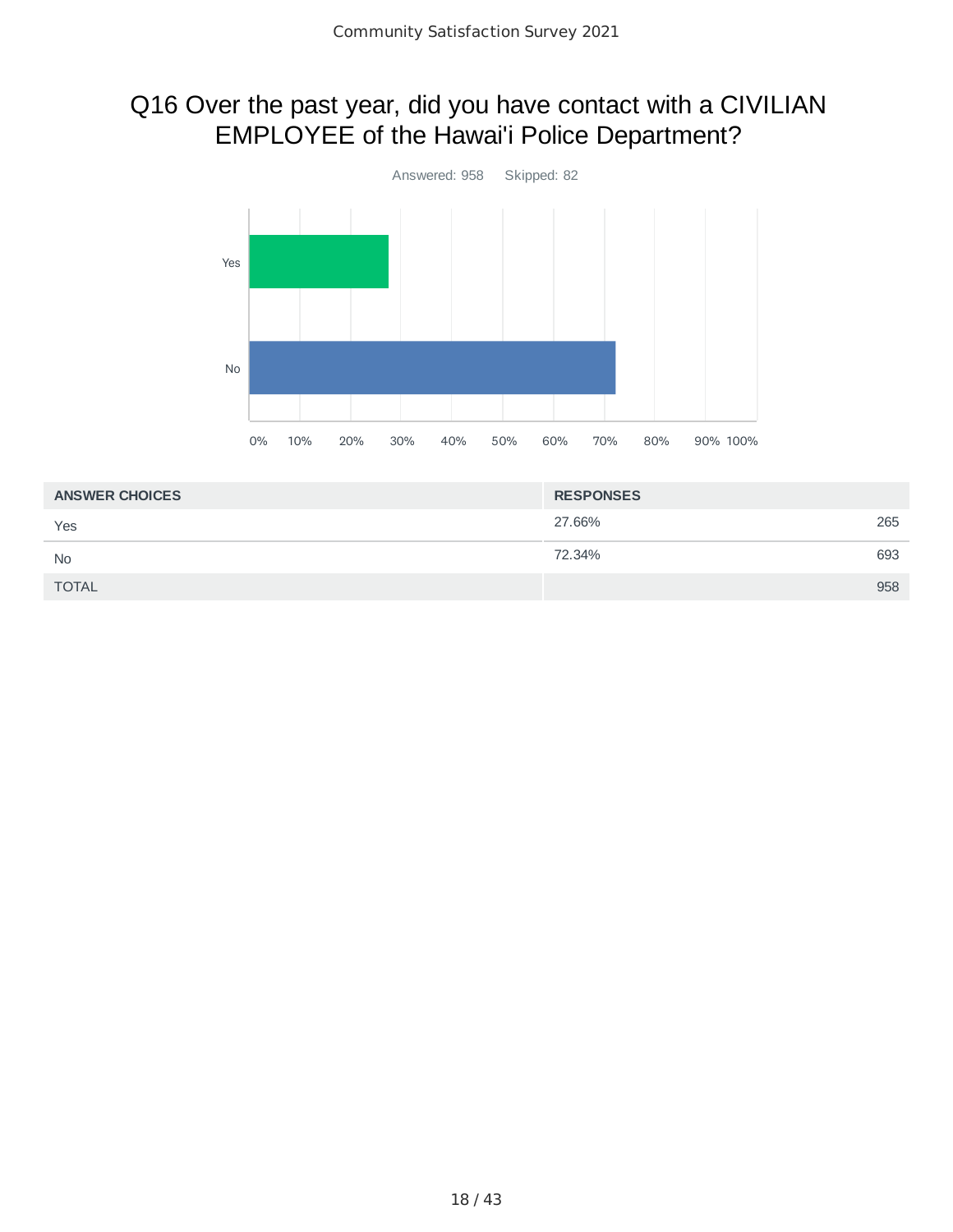# Q16 Over the past year, did you have contact with a CIVILIAN EMPLOYEE of the Hawai'i Police Department?

Answered: 958 Skipped: 82

| ANSWER CHOICES | RESPONSES | |
|---|---|---|
| Yes | 27.66% | 265 |
| No | 72.34% | 693 |
| TOTAL | | 958 |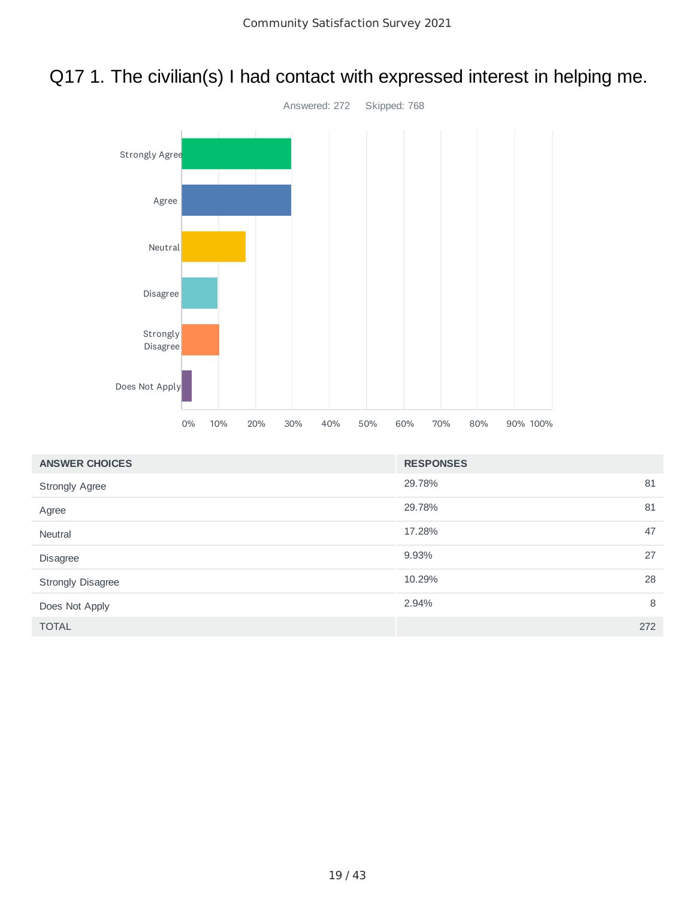# Q17 1. The civilian(s) I had contact with expressed interest in helping me.

Answered: 272 Skipped: 768

| ANSWER CHOICES | RESPONSES | |
|---|---|---|
| Strongly Agree | 29.78% | 81 |
| Agree | 29.78% | 81 |
| Neutral | 17.28% | 47 |
| Disagree | 9.93% | 27 |
| Strongly Disagree | 10.29% | 28 |
| Does Not Apply | 2.94% | 8 |
| TOTAL | | 272 |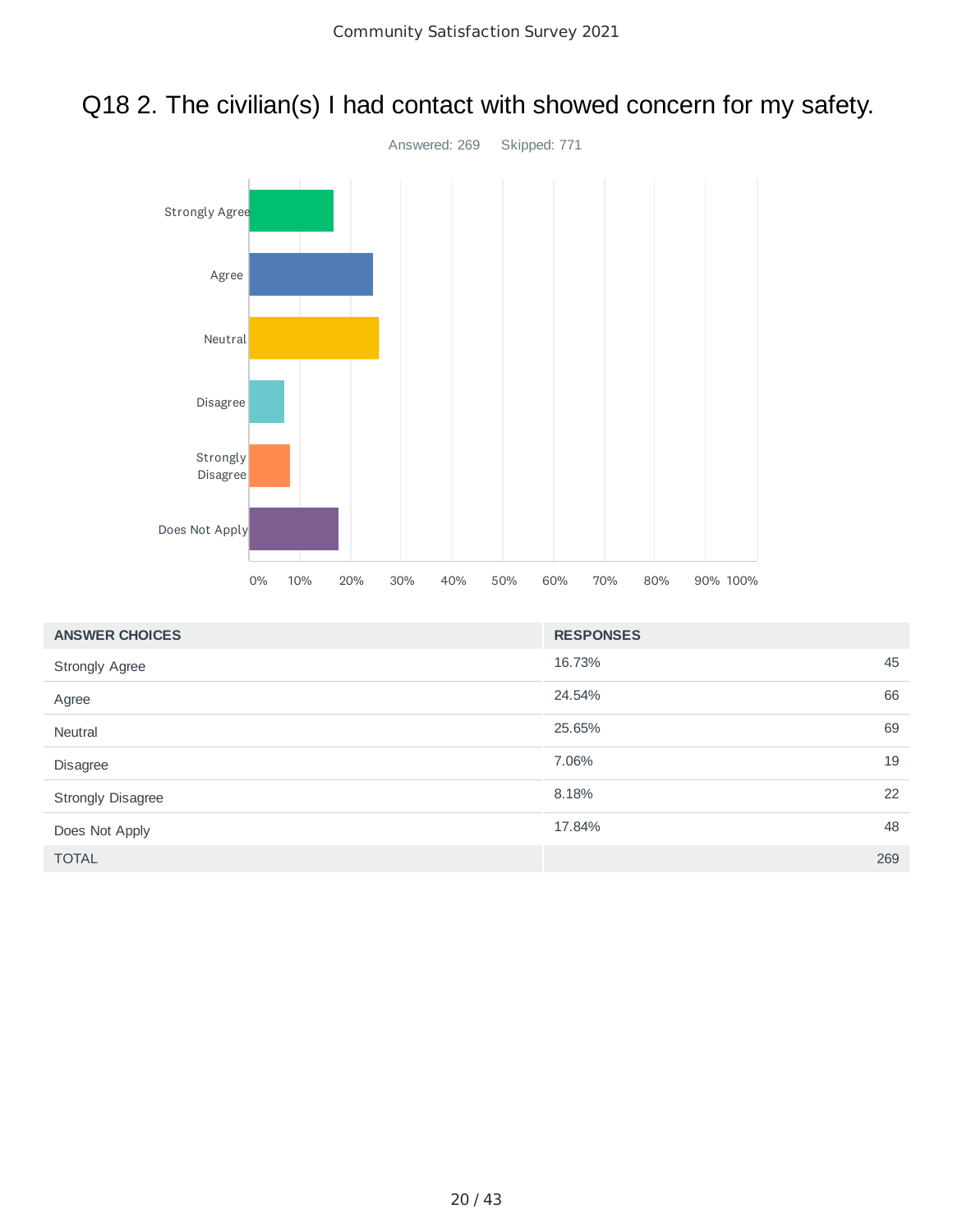# Q18 2. The civilian(s) I had contact with showed concern for my safety.

Answered: 269 Skipped: 771

| ANSWER CHOICES | RESPONSES | |
|---|---|---|
| Strongly Agree | 16.73% | 45 |
| Agree | 24.54% | 66 |
| Neutral | 25.65% | 69 |
| Disagree | 7.06% | 19 |
| Strongly Disagree | 8.18% | 22 |
| Does Not Apply | 17.84% | 48 |
| TOTAL | | 269 |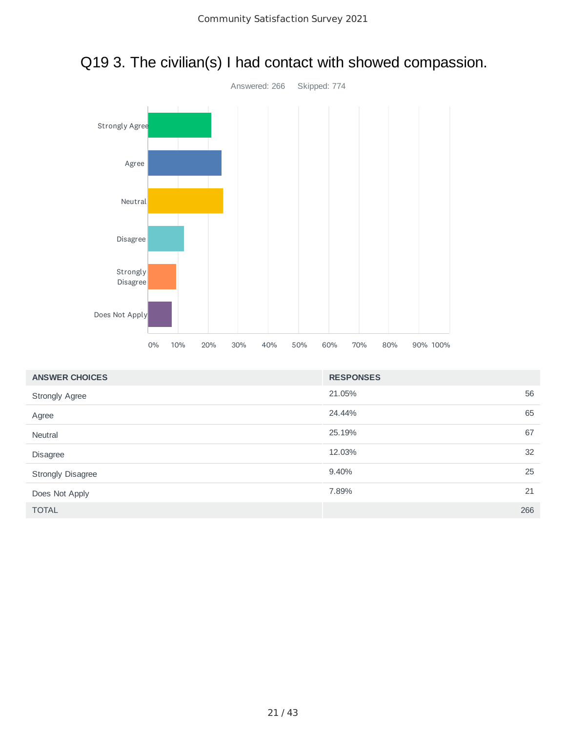## Q19 3. The civilian(s) I had contact with showed compassion.

Answered: 266 Skipped: 774

| ANSWER CHOICES | RESPONSES | |
|---|---|---|
| Strongly Agree | 21.05% | 56 |
| Agree | 24.44% | 65 |
| Neutral | 25.19% | 67 |
| Disagree | 12.03% | 32 |
| Strongly Disagree | 9.40% | 25 |
| Does Not Apply | 7.89% | 21 |
| TOTAL | | 266 |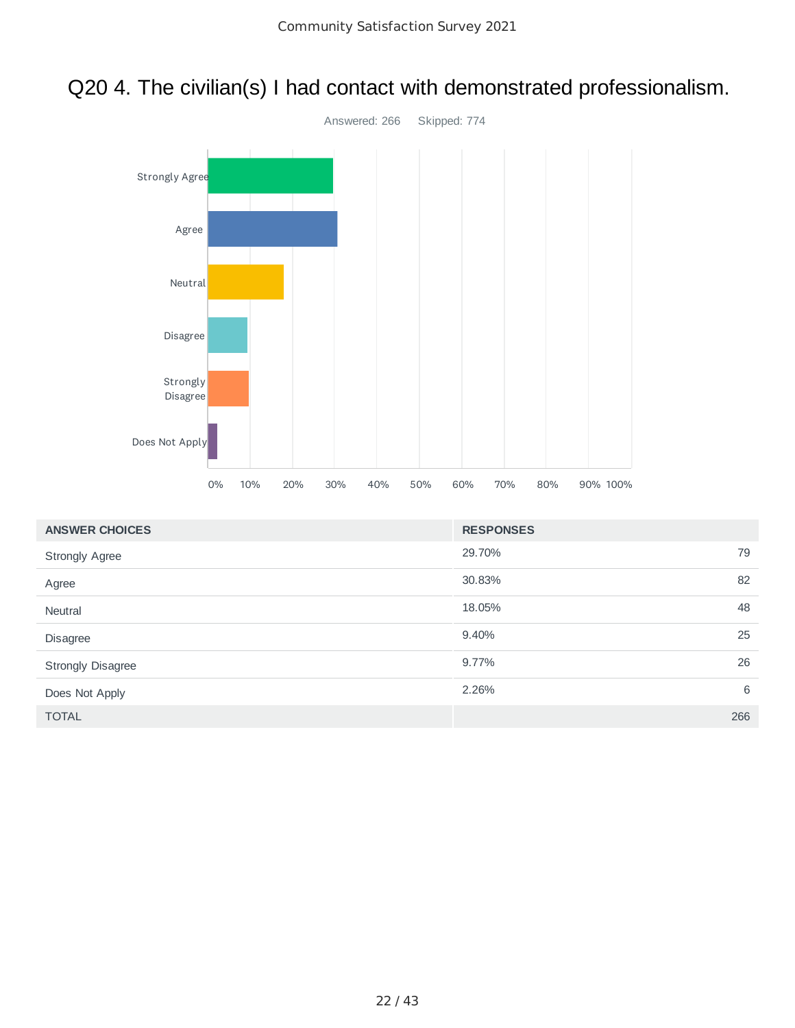# Q20 4. The civilian(s) I had contact with demonstrated professionalism.

Answered: 266    Skipped: 774

| ANSWER CHOICES | RESPONSES | |
|---|---|---|
| Strongly Agree | 29.70% | 79 |
| Agree | 30.83% | 82 |
| Neutral | 18.05% | 48 |
| Disagree | 9.40% | 25 |
| Strongly Disagree | 9.77% | 26 |
| Does Not Apply | 2.26% | 6 |
| TOTAL | | 266 |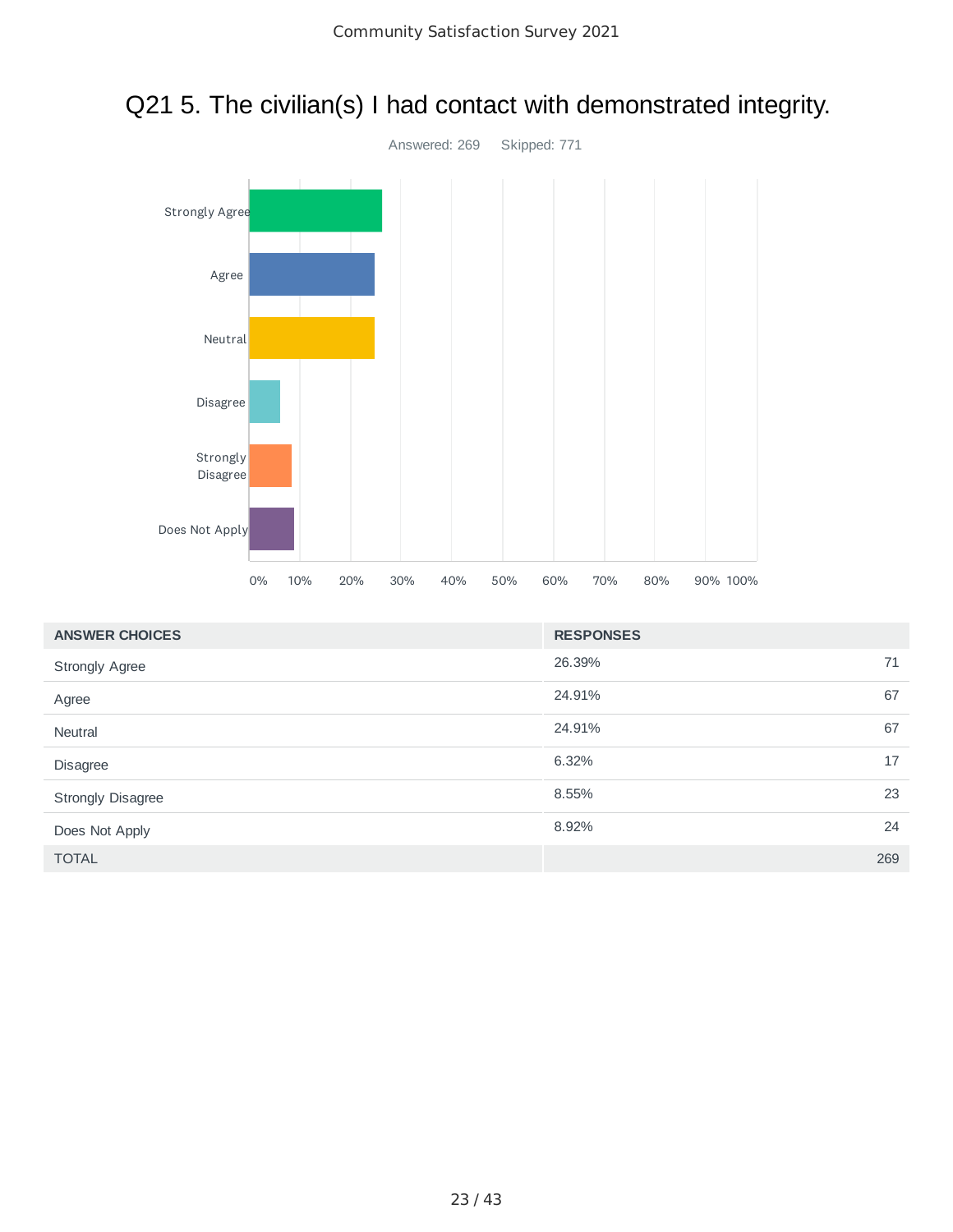# Q21 5. The civilian(s) I had contact with demonstrated integrity.

Answered: 269    Skipped: 771

| ANSWER CHOICES | RESPONSES | |
|---|---|---|
| Strongly Agree | 26.39% | 71 |
| Agree | 24.91% | 67 |
| Neutral | 24.91% | 67 |
| Disagree | 6.32% | 17 |
| Strongly Disagree | 8.55% | 23 |
| Does Not Apply | 8.92% | 24 |
| TOTAL | | 269 |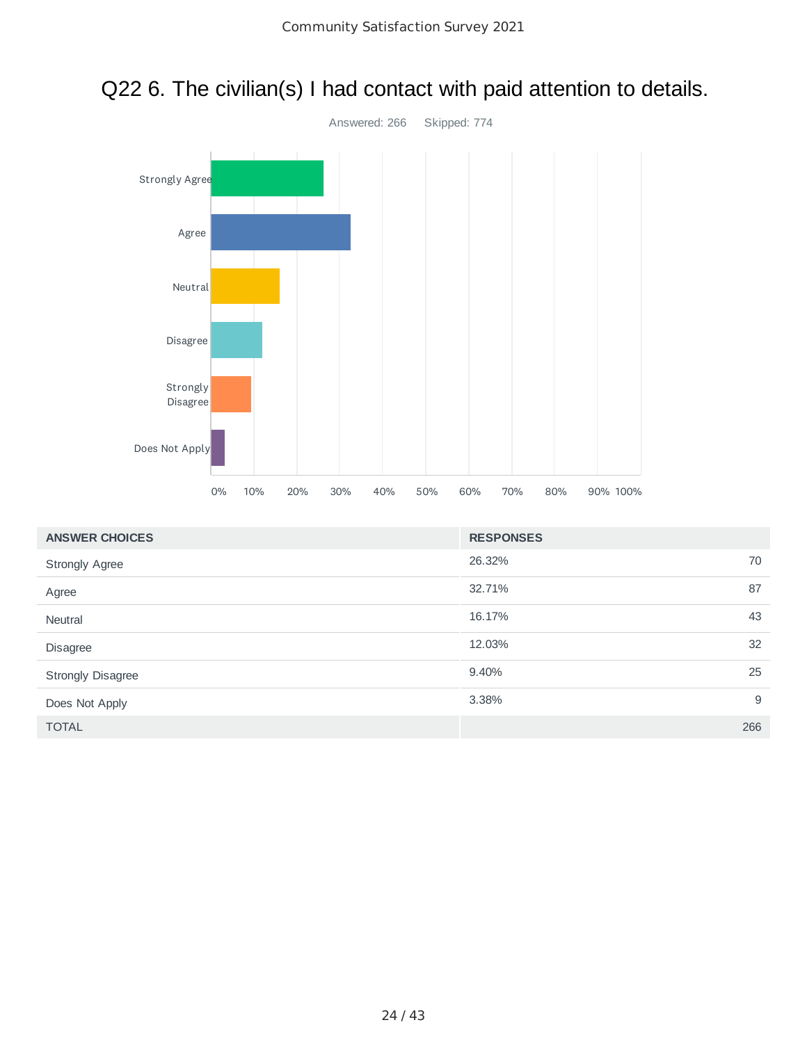# Q22 6. The civilian(s) I had contact with paid attention to details.

Answered: 266 Skipped: 774

| ANSWER CHOICES | RESPONSES | |
|---|---|---|
| Strongly Agree | 26.32% | 70 |
| Agree | 32.71% | 87 |
| Neutral | 16.17% | 43 |
| Disagree | 12.03% | 32 |
| Strongly Disagree | 9.40% | 25 |
| Does Not Apply | 3.38% | 9 |
| TOTAL | | 266 |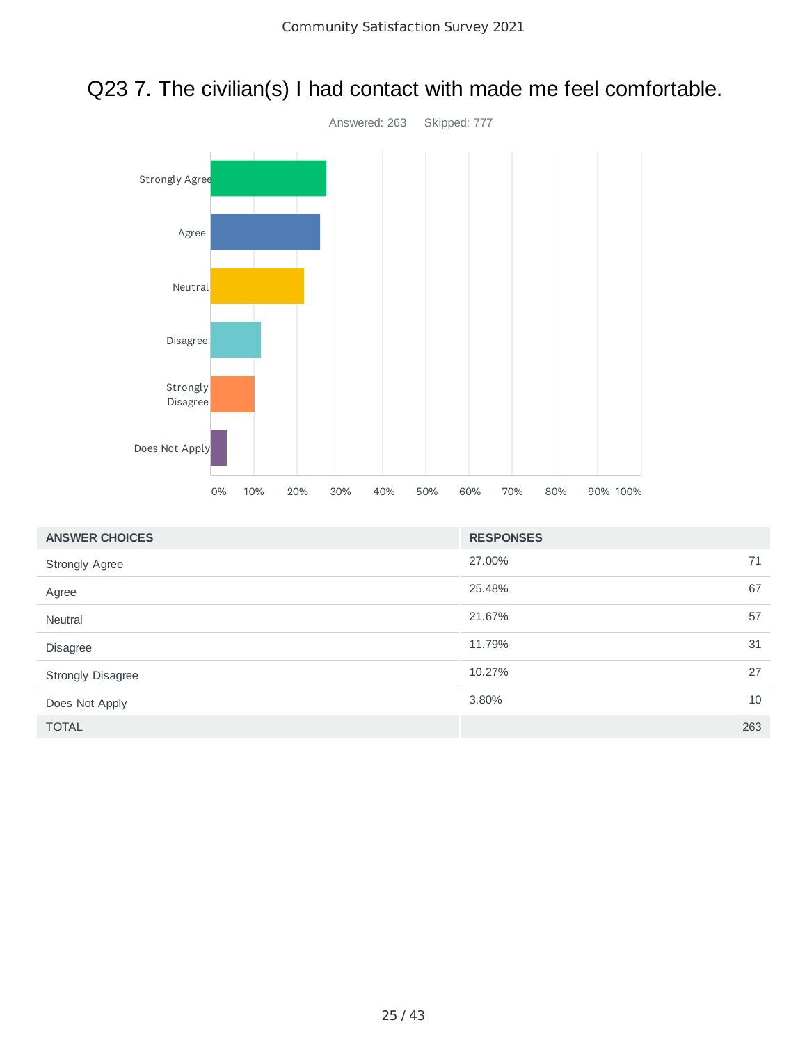# Q23 7. The civilian(s) I had contact with made me feel comfortable.

Answered: 263 Skipped: 777

| ANSWER CHOICES | RESPONSES | |
|---|---|---|
| Strongly Agree | 27.00% | 71 |
| Agree | 25.48% | 67 |
| Neutral | 21.67% | 57 |
| Disagree | 11.79% | 31 |
| Strongly Disagree | 10.27% | 27 |
| Does Not Apply | 3.80% | 10 |
| TOTAL | | 263 |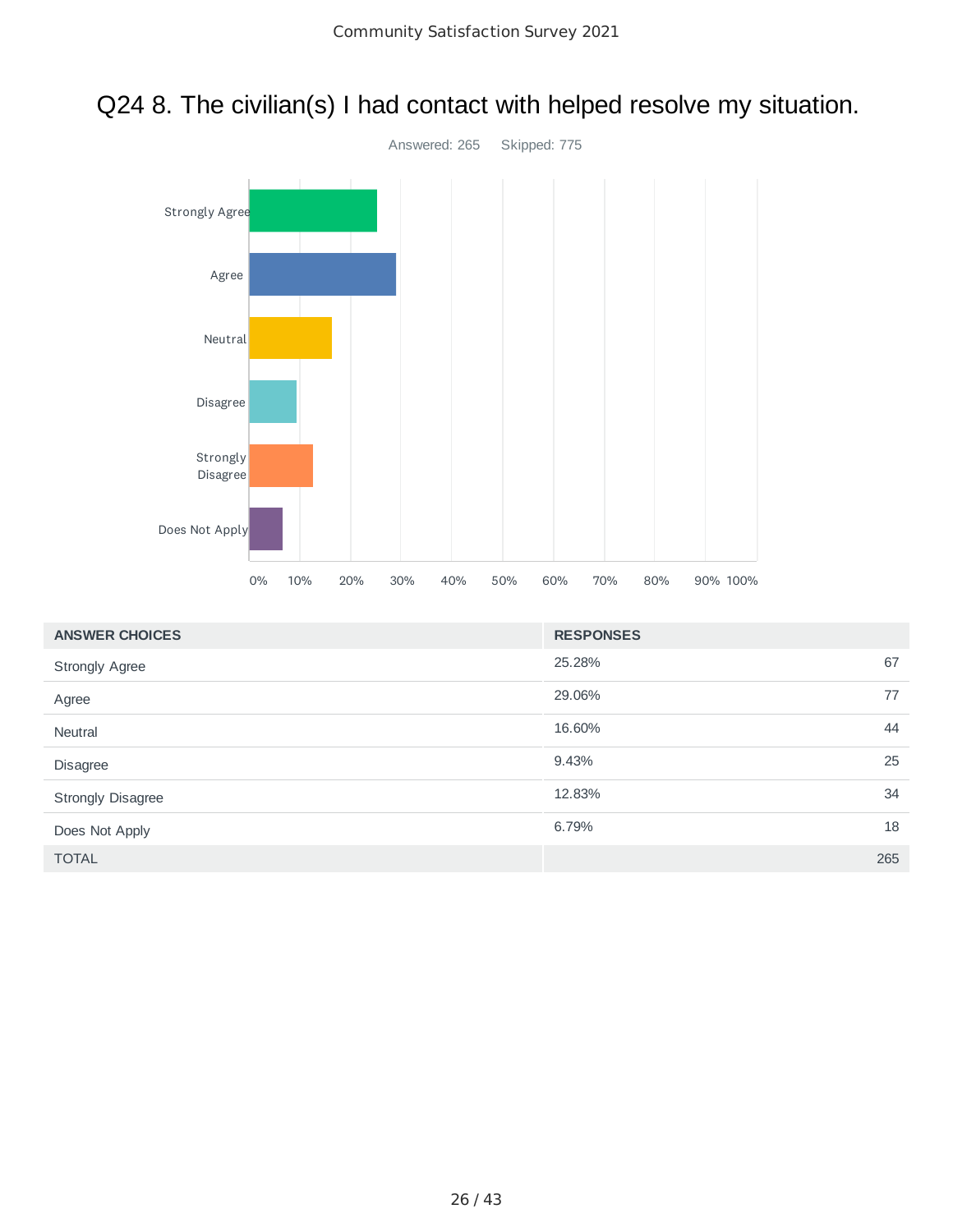# Q24 8. The civilian(s) I had contact with helped resolve my situation.

Answered: 265 Skipped: 775

| ANSWER CHOICES | RESPONSES | |
|---|---|---|
| Strongly Agree | 25.28% | 67 |
| Agree | 29.06% | 77 |
| Neutral | 16.60% | 44 |
| Disagree | 9.43% | 25 |
| Strongly Disagree | 12.83% | 34 |
| Does Not Apply | 6.79% | 18 |
| TOTAL | | 265 |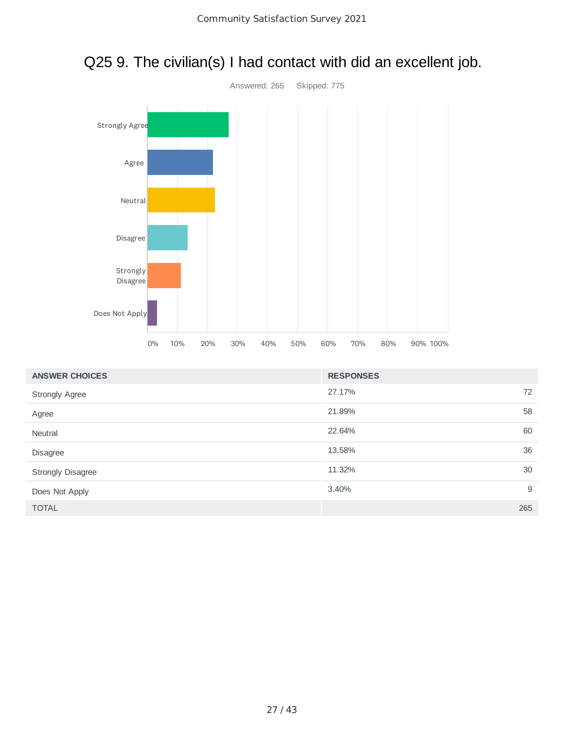# Q25 9. The civilian(s) I had contact with did an excellent job.

Answered: 265    Skipped: 775

| ANSWER CHOICES | RESPONSES | |
|---|---|---|
| Strongly Agree | 27.17% | 72 |
| Agree | 21.89% | 58 |
| Neutral | 22.64% | 60 |
| Disagree | 13.58% | 36 |
| Strongly Disagree | 11.32% | 30 |
| Does Not Apply | 3.40% | 9 |
| TOTAL | | 265 |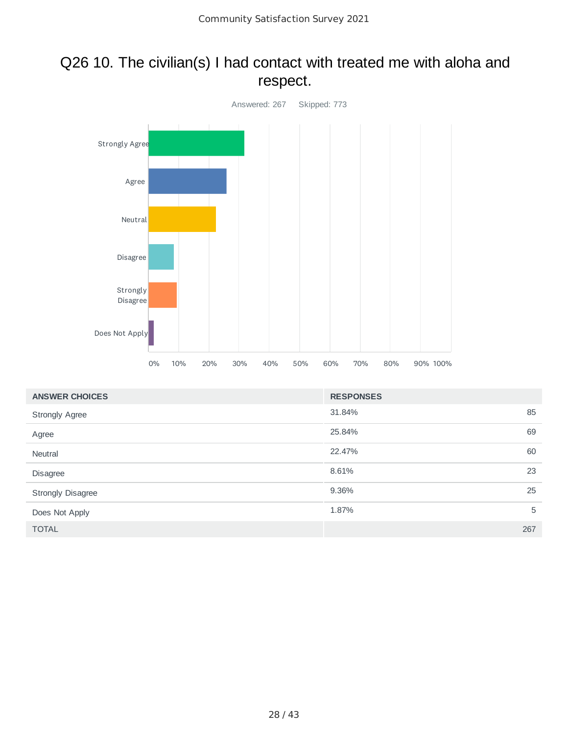# Q26 10. The civilian(s) I had contact with treated me with aloha and respect.

Answered: 267 Skipped: 773

| ANSWER CHOICES | RESPONSES | |
|---|---|---|
| Strongly Agree | 31.84% | 85 |
| Agree | 25.84% | 69 |
| Neutral | 22.47% | 60 |
| Disagree | 8.61% | 23 |
| Strongly Disagree | 9.36% | 25 |
| Does Not Apply | 1.87% | 5 |
| TOTAL | | 267 |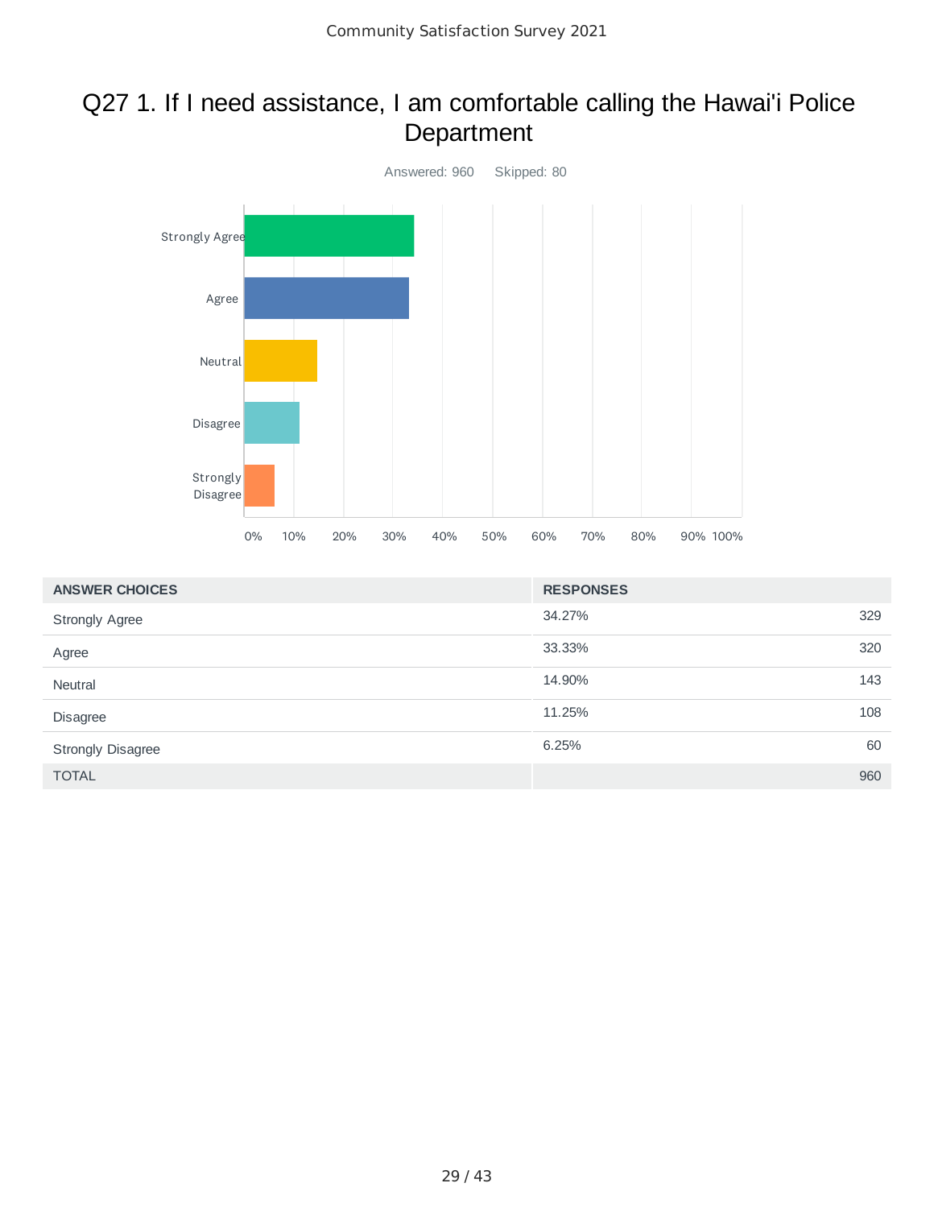# Q27 1. If I need assistance, I am comfortable calling the Hawai'i Police Department

Answered: 960 Skipped: 80

| ANSWER CHOICES | RESPONSES | |
|---|---|---|
| Strongly Agree | 34.27% | 329 |
| Agree | 33.33% | 320 |
| Neutral | 14.90% | 143 |
| Disagree | 11.25% | 108 |
| Strongly Disagree | 6.25% | 60 |
| TOTAL | | 960 |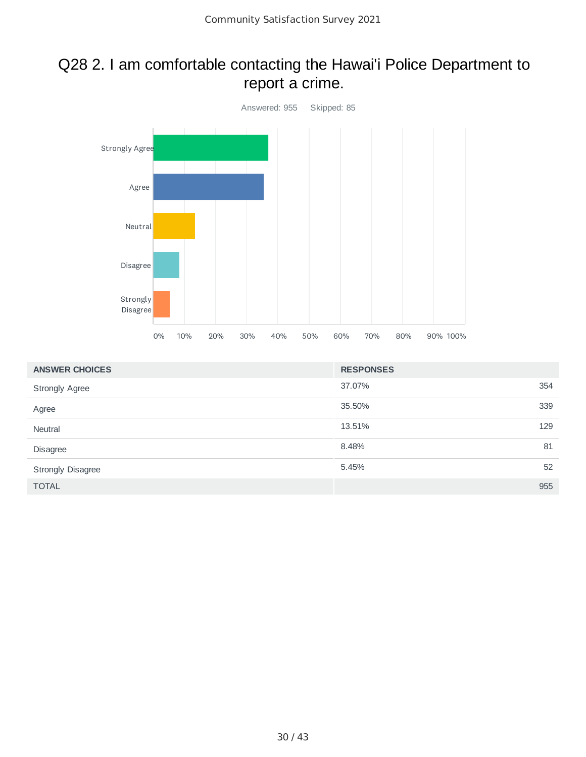## Q28 2. I am comfortable contacting the Hawai'i Police Department to report a crime.

Answered: 955 Skipped: 85

| ANSWER CHOICES | RESPONSES | |
|---|---|---|
| Strongly Agree | 37.07% | 354 |
| Agree | 35.50% | 339 |
| Neutral | 13.51% | 129 |
| Disagree | 8.48% | 81 |
| Strongly Disagree | 5.45% | 52 |
| TOTAL | | 955 |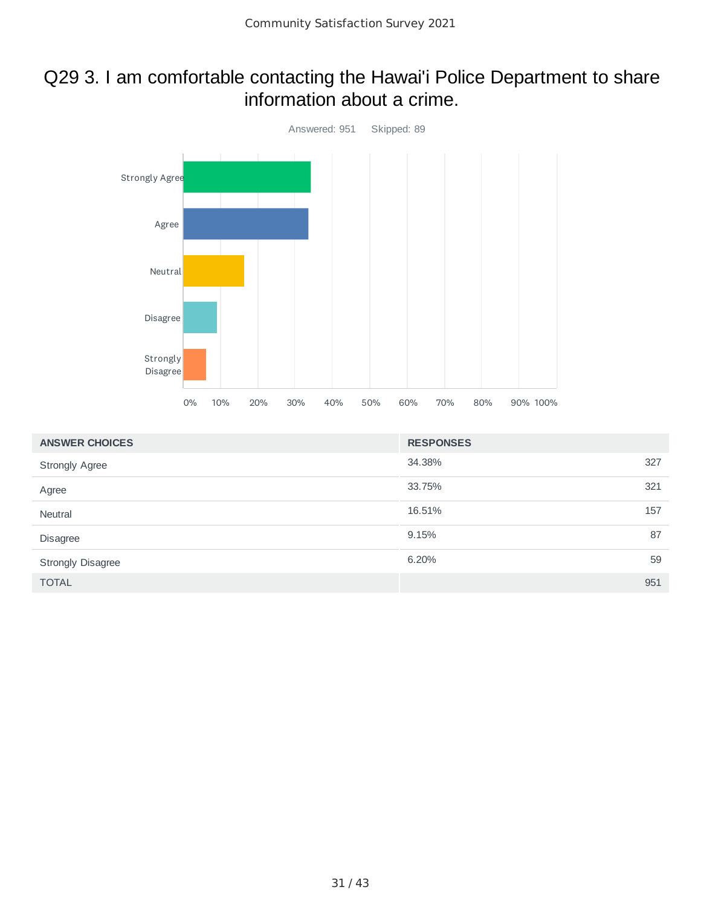# Q29 3. I am comfortable contacting the Hawai'i Police Department to share information about a crime.

Answered: 951 Skipped: 89

| ANSWER CHOICES | RESPONSES | |
|---|---|---|
| Strongly Agree | 34.38% | 327 |
| Agree | 33.75% | 321 |
| Neutral | 16.51% | 157 |
| Disagree | 9.15% | 87 |
| Strongly Disagree | 6.20% | 59 |
| TOTAL | | 951 |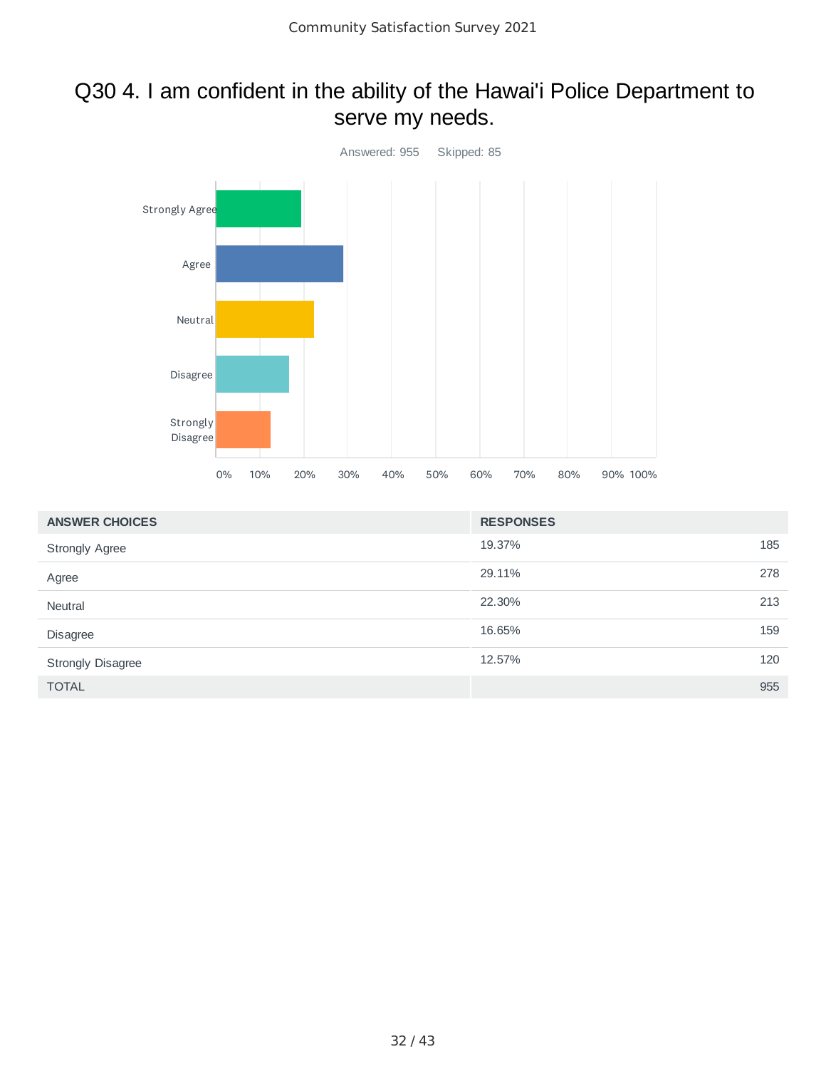# Q30 4. I am confident in the ability of the Hawai'i Police Department to serve my needs.

Answered: 955    Skipped: 85

| ANSWER CHOICES | RESPONSES | |
|---|---|---|
| Strongly Agree | 19.37% | 185 |
| Agree | 29.11% | 278 |
| Neutral | 22.30% | 213 |
| Disagree | 16.65% | 159 |
| Strongly Disagree | 12.57% | 120 |
| TOTAL | | 955 |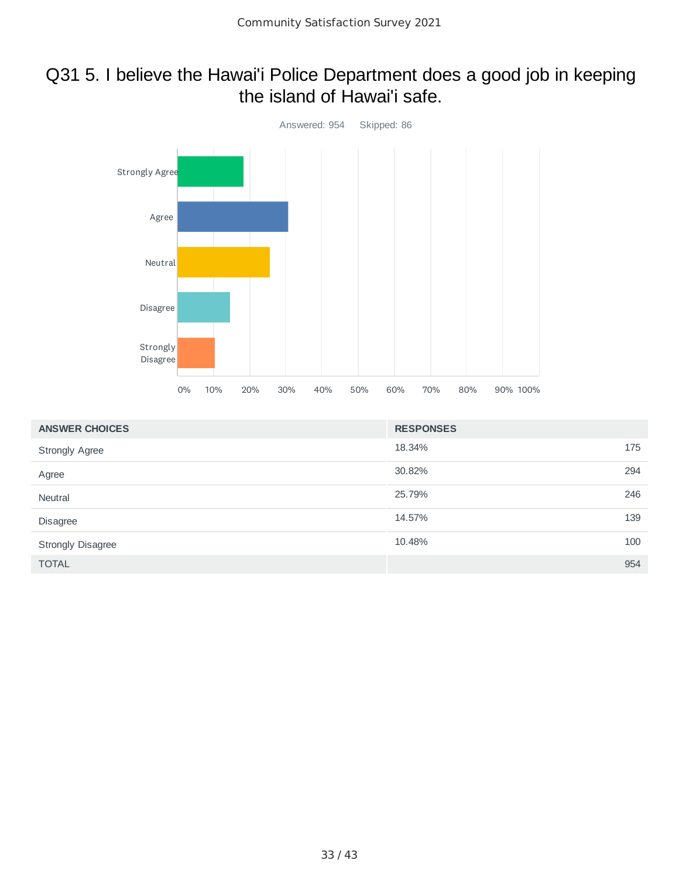# Q31 5. I believe the Hawai'i Police Department does a good job in keeping the island of Hawai'i safe.

Answered: 954 Skipped: 86

| ANSWER CHOICES | RESPONSES | |
|---|---|---|
| Strongly Agree | 18.34% | 175 |
| Agree | 30.82% | 294 |
| Neutral | 25.79% | 246 |
| Disagree | 14.57% | 139 |
| Strongly Disagree | 10.48% | 100 |
| TOTAL | | 954 |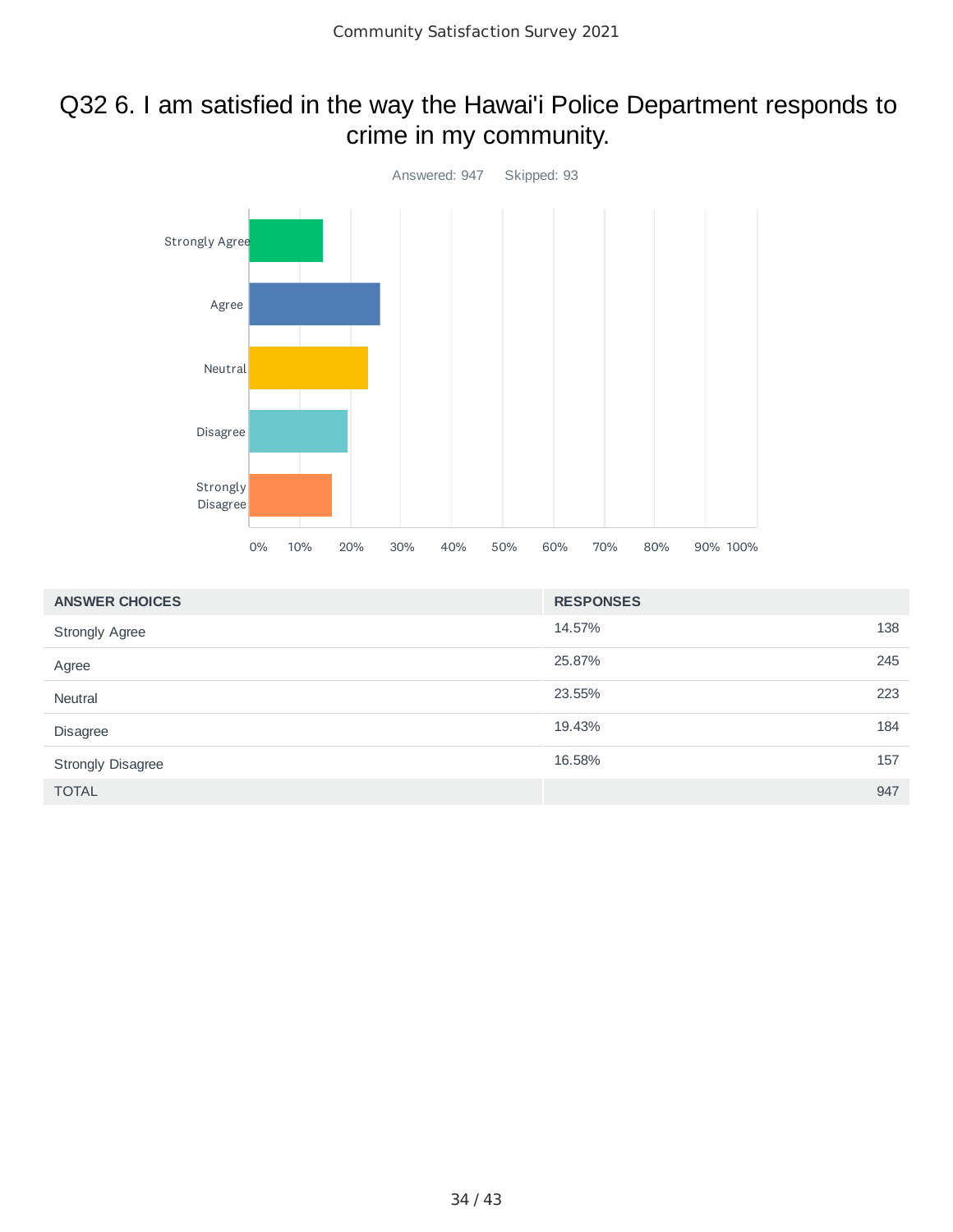## Q32 6. I am satisfied in the way the Hawai'i Police Department responds to crime in my community.

Answered: 947    Skipped: 93

| ANSWER CHOICES | RESPONSES | |
|---|---|---|
| Strongly Agree | 14.57% | 138 |
| Agree | 25.87% | 245 |
| Neutral | 23.55% | 223 |
| Disagree | 19.43% | 184 |
| Strongly Disagree | 16.58% | 157 |
| TOTAL | | 947 |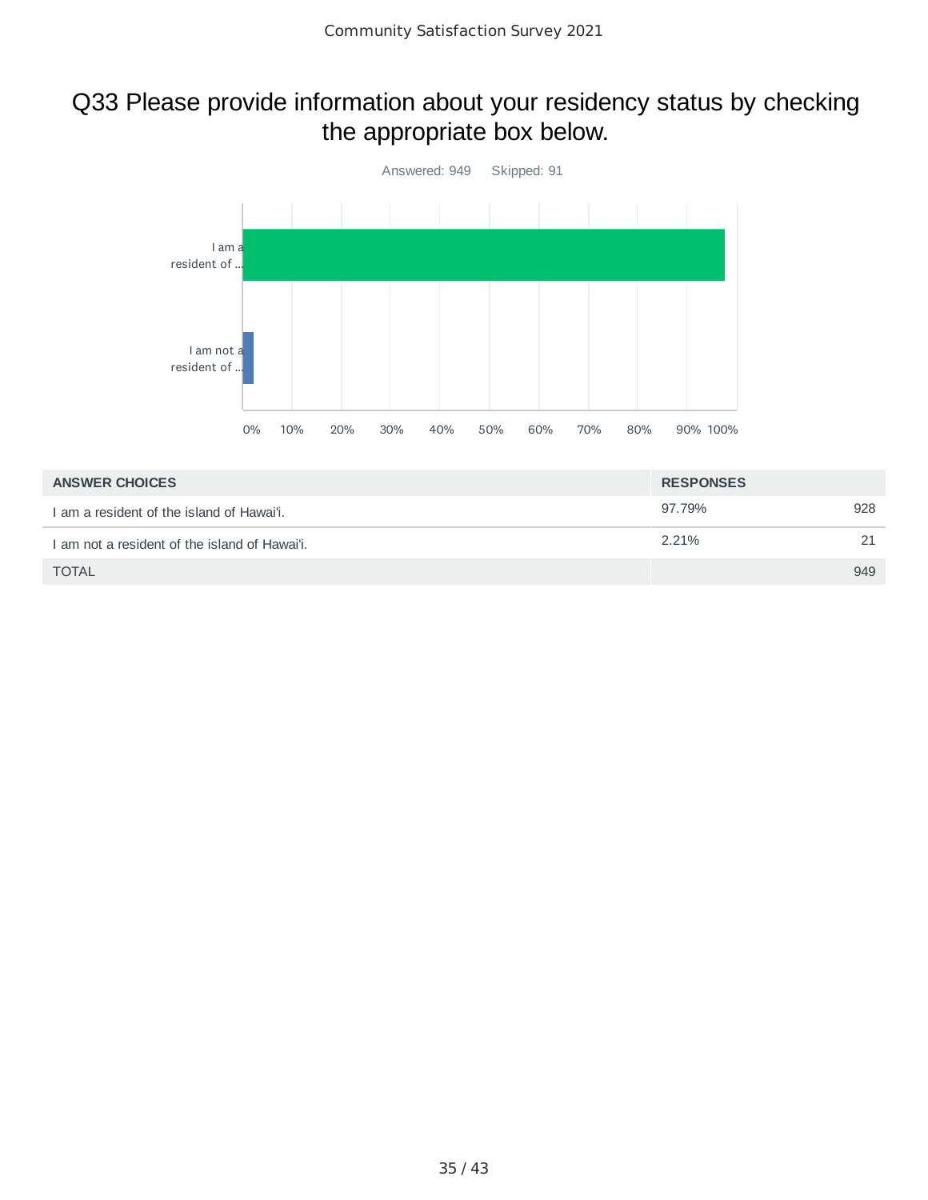## Q33 Please provide information about your residency status by checking the appropriate box below.

Answered: 949    Skipped: 91

| ANSWER CHOICES | RESPONSES | |
|---|---|---|
| I am a resident of the island of Hawai'i. | 97.79% | 928 |
| I am not a resident of the island of Hawai'i. | 2.21% | 21 |
| TOTAL | | 949 |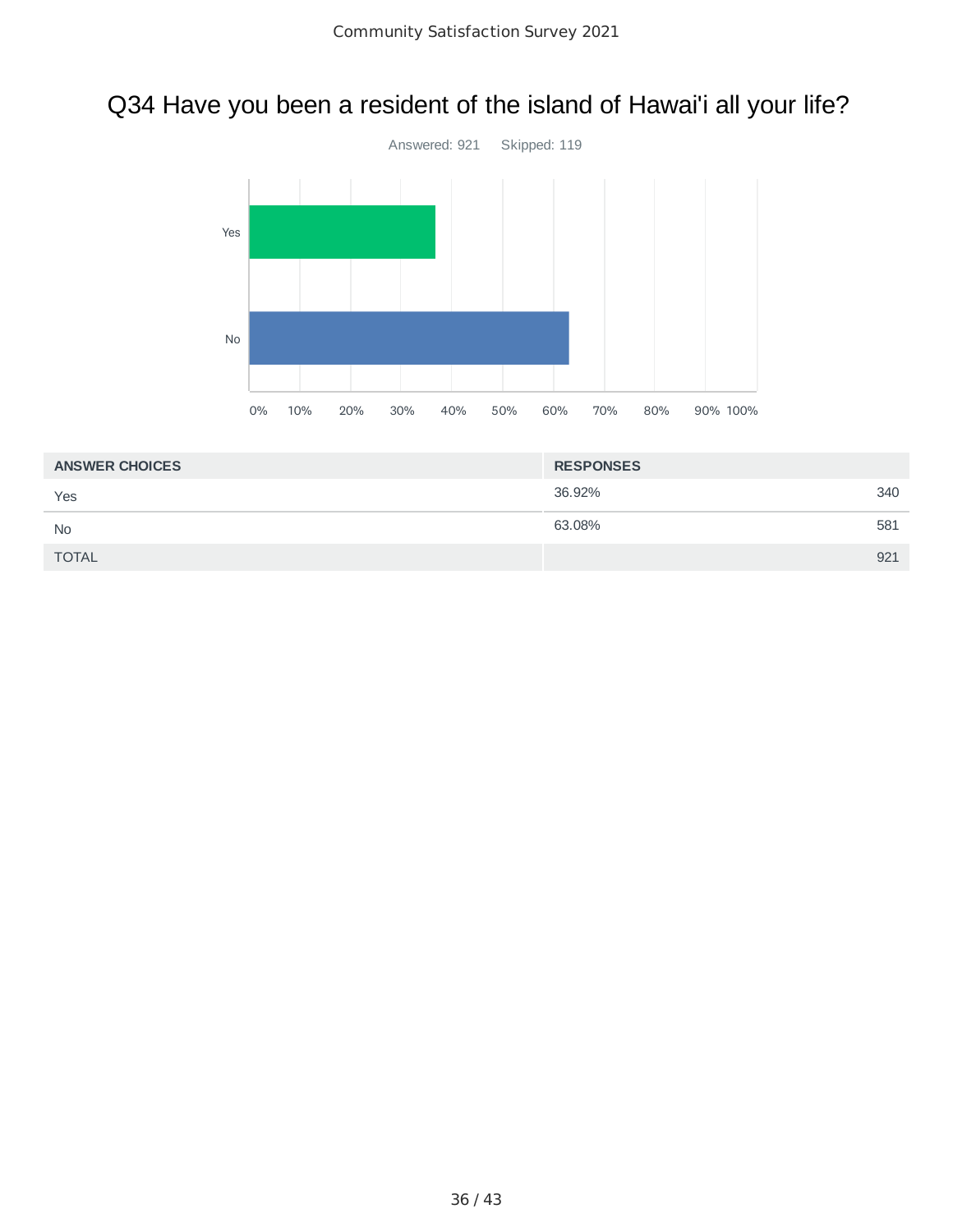# Q34 Have you been a resident of the island of Hawai'i all your life?

Answered: 921 Skipped: 119

| ANSWER CHOICES | RESPONSES | |
|---|---|---|
| Yes | 36.92% | 340 |
| No | 63.08% | 581 |
| TOTAL | | 921 |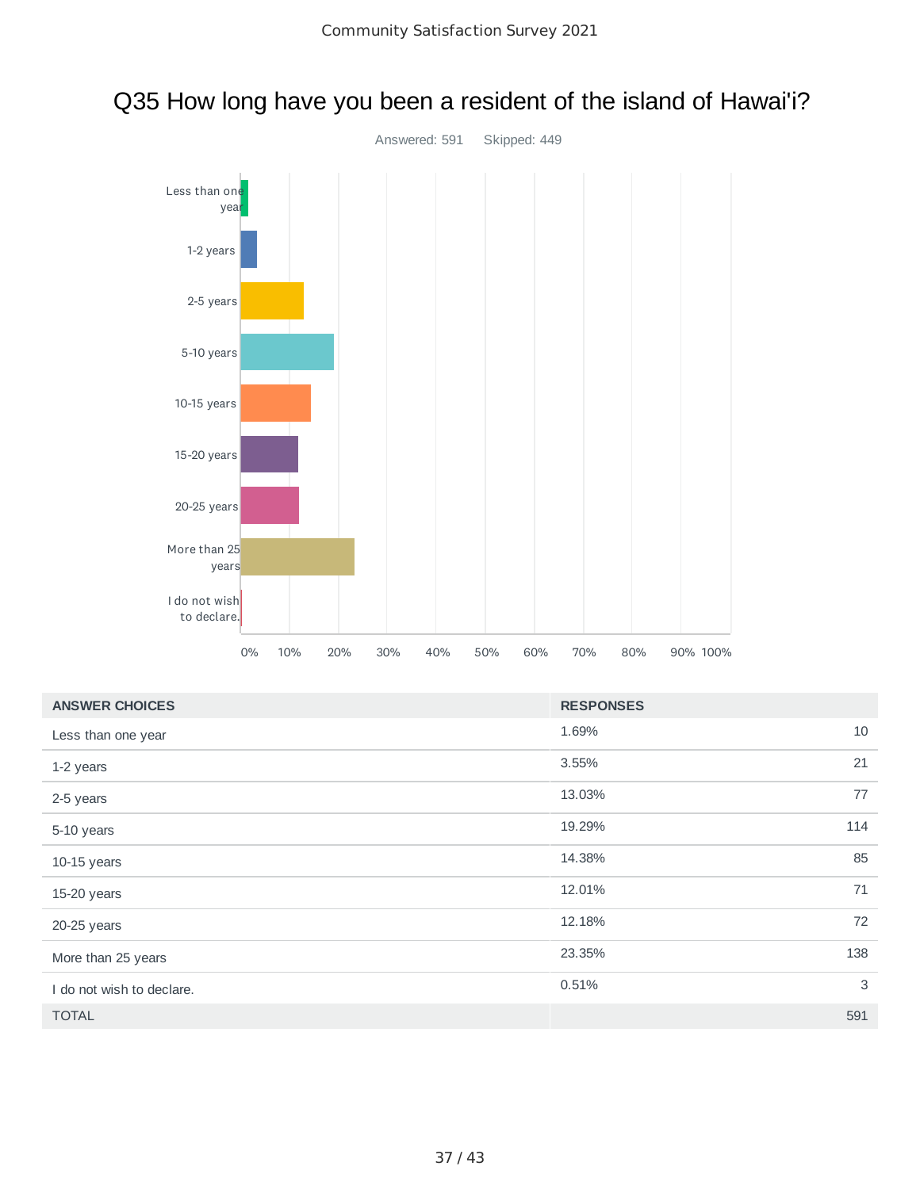# Q35 How long have you been a resident of the island of Hawai'i?

Answered: 591    Skipped: 449

| ANSWER CHOICES | RESPONSES | |
|---|---|---|
| Less than one year | 1.69% | 10 |
| 1-2 years | 3.55% | 21 |
| 2-5 years | 13.03% | 77 |
| 5-10 years | 19.29% | 114 |
| 10-15 years | 14.38% | 85 |
| 15-20 years | 12.01% | 71 |
| 20-25 years | 12.18% | 72 |
| More than 25 years | 23.35% | 138 |
| I do not wish to declare. | 0.51% | 3 |
| TOTAL | | 591 |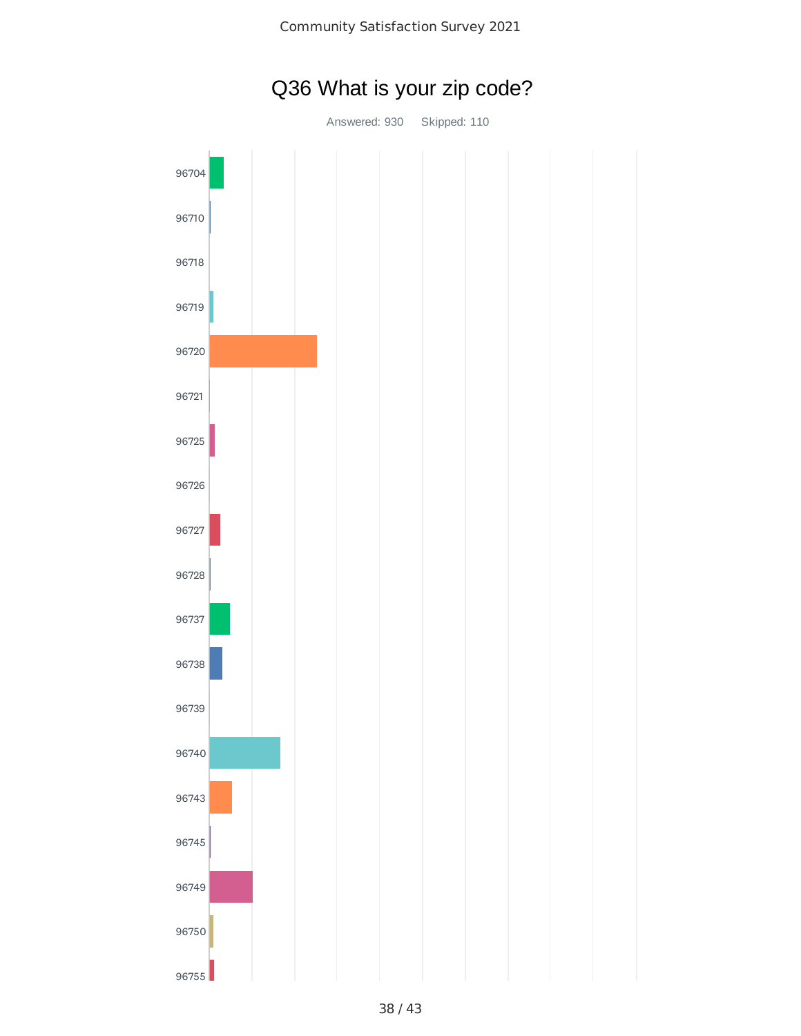# Q36 What is your zip code?

Answered: 930    Skipped: 110

96704

96710

96718

96719

96720

96721

96725

96726

96727

96728

96737

96738

96739

96740

96743

96745

96749

96750

96755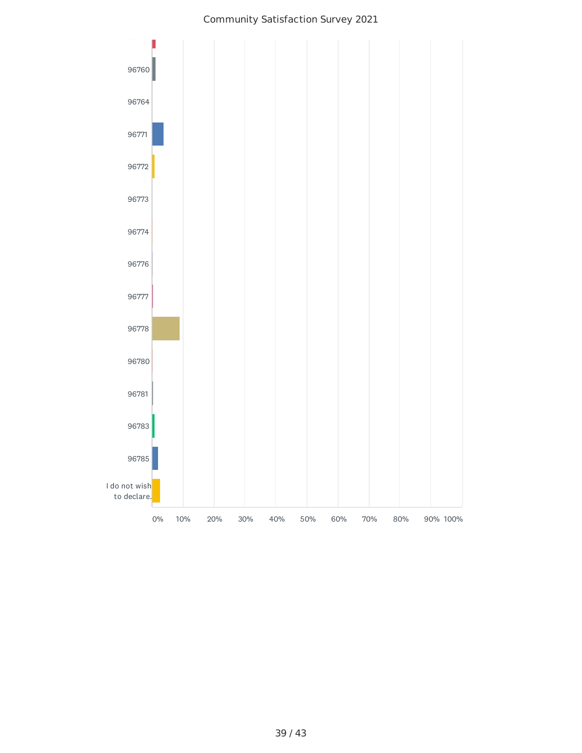# Community Satisfaction Survey 2021

| ZIP code |
|---|
| 96760 |
| 96764 |
| 96771 |
| 96772 |
| 96773 |
| 96774 |
| 96776 |
| 96777 |
| 96778 |
| 96780 |
| 96781 |
| 96783 |
| 96785 |
| I do not wish to declare. |

0% 10% 20% 30% 40% 50% 60% 70% 80% 90% 100%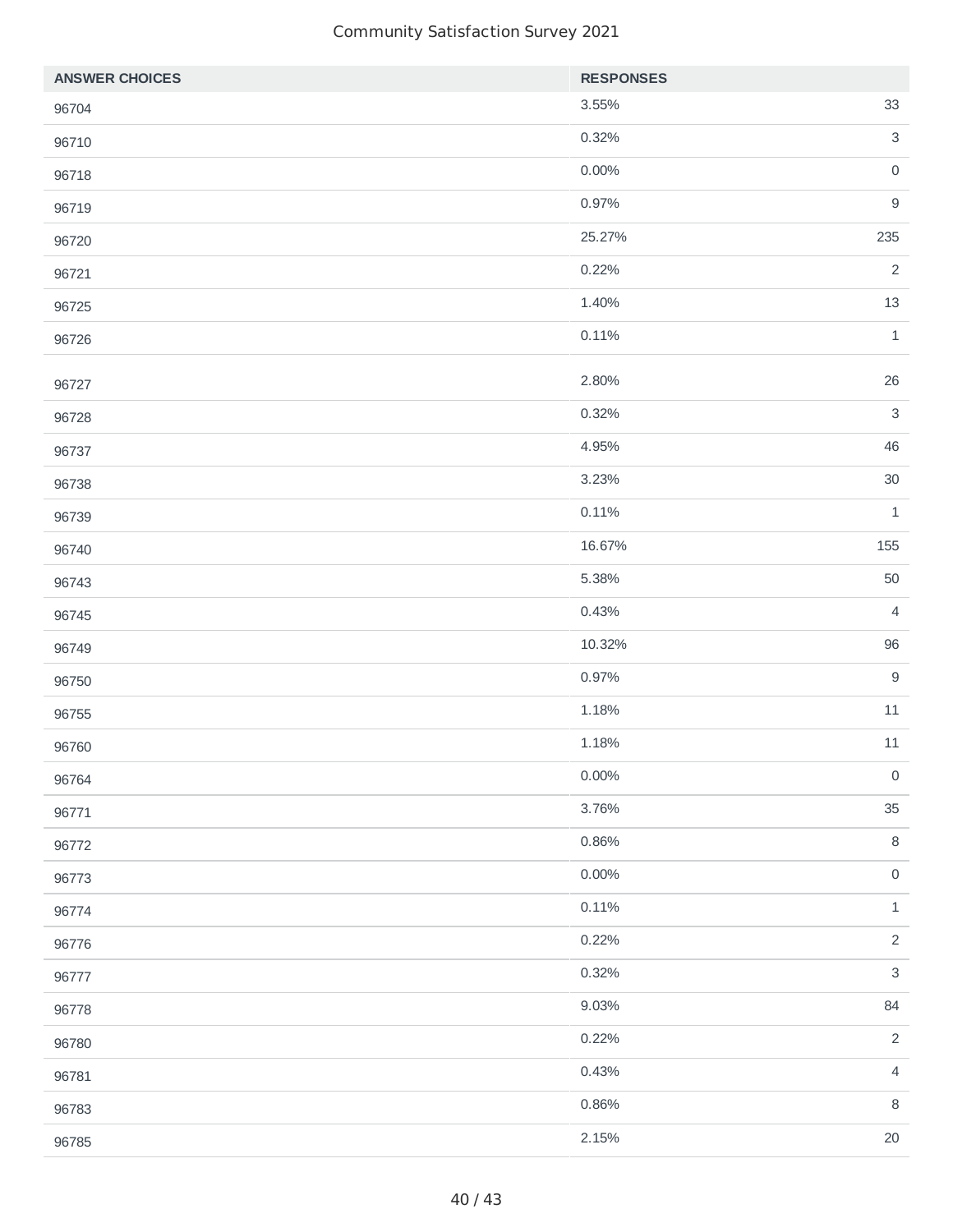Community Satisfaction Survey 2021

| ANSWER CHOICES | RESPONSES | |
| --- | --- | --- |
| 96704 | 3.55% | 33 |
| 96710 | 0.32% | 3 |
| 96718 | 0.00% | 0 |
| 96719 | 0.97% | 9 |
| 96720 | 25.27% | 235 |
| 96721 | 0.22% | 2 |
| 96725 | 1.40% | 13 |
| 96726 | 0.11% | 1 |
| 96727 | 2.80% | 26 |
| 96728 | 0.32% | 3 |
| 96737 | 4.95% | 46 |
| 96738 | 3.23% | 30 |
| 96739 | 0.11% | 1 |
| 96740 | 16.67% | 155 |
| 96743 | 5.38% | 50 |
| 96745 | 0.43% | 4 |
| 96749 | 10.32% | 96 |
| 96750 | 0.97% | 9 |
| 96755 | 1.18% | 11 |
| 96760 | 1.18% | 11 |
| 96764 | 0.00% | 0 |
| 96771 | 3.76% | 35 |
| 96772 | 0.86% | 8 |
| 96773 | 0.00% | 0 |
| 96774 | 0.11% | 1 |
| 96776 | 0.22% | 2 |
| 96777 | 0.32% | 3 |
| 96778 | 9.03% | 84 |
| 96780 | 0.22% | 2 |
| 96781 | 0.43% | 4 |
| 96783 | 0.86% | 8 |
| 96785 | 2.15% | 20 |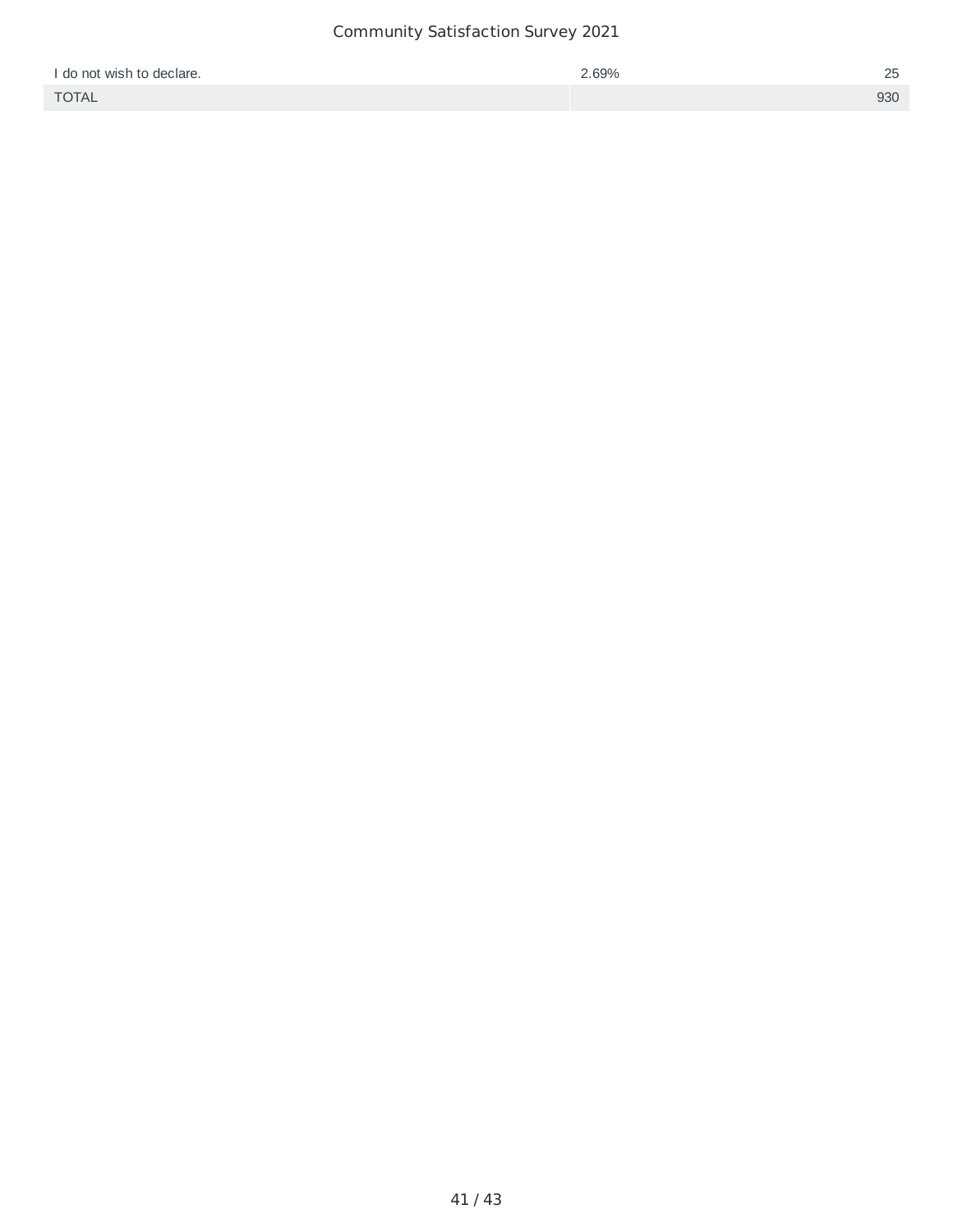| | | |
|---|---|---|
| I do not wish to declare. | 2.69% | 25 |
| TOTAL | | 930 |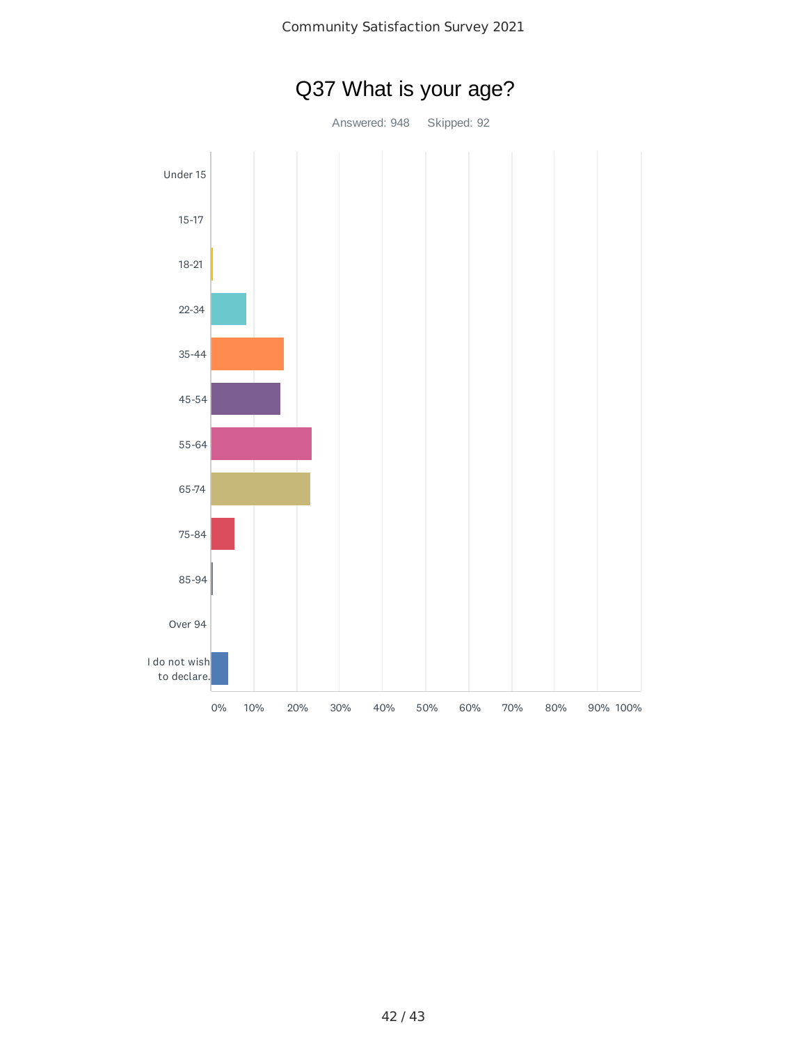# Q37 What is your age?

Answered: 948 Skipped: 92

Under 15

15-17

18-21

22-34

35-44

45-54

55-64

65-74

75-84

85-94

Over 94

I do not wish to declare.

0% 10% 20% 30% 40% 50% 60% 70% 80% 90% 100%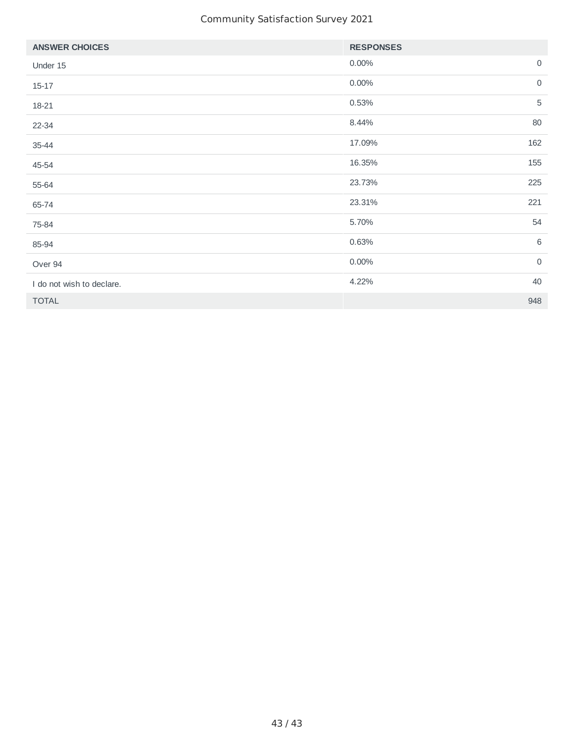| ANSWER CHOICES | RESPONSES | |
|---|---|---|
| Under 15 | 0.00% | 0 |
| 15-17 | 0.00% | 0 |
| 18-21 | 0.53% | 5 |
| 22-34 | 8.44% | 80 |
| 35-44 | 17.09% | 162 |
| 45-54 | 16.35% | 155 |
| 55-64 | 23.73% | 225 |
| 65-74 | 23.31% | 221 |
| 75-84 | 5.70% | 54 |
| 85-94 | 0.63% | 6 |
| Over 94 | 0.00% | 0 |
| I do not wish to declare. | 4.22% | 40 |
| TOTAL | | 948 |